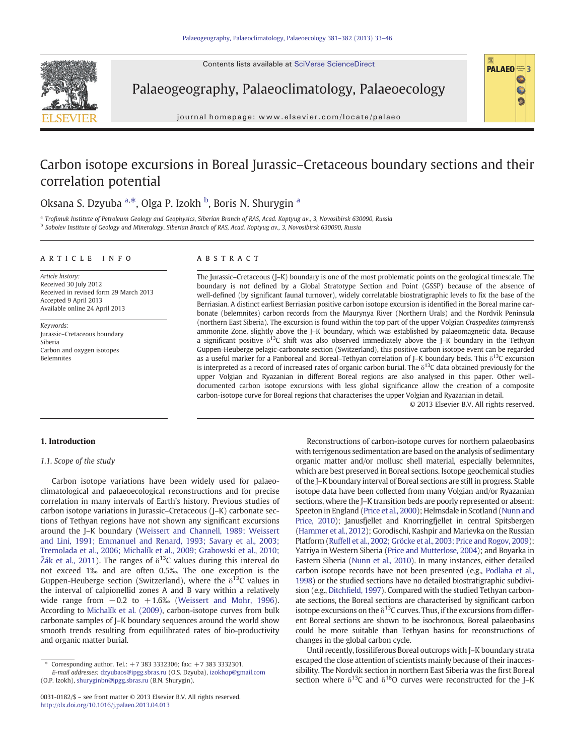# Carbon isotope excursions in Boreal Jurassic–Cretaceous boundary sections and their correlation potential

Oksana S. Dzyuba [a,*], Olga P. Izokh [b], Boris N. Shurygin [a]

[a] Trofimuk Institute of Petroleum Geology and Geophysics, Siberian Branch of RAS, Acad. Koptyug av., 3, Novosibirsk 630090, Russia
[b] Sobolev Institute of Geology and Mineralogy, Siberian Branch of RAS, Acad. Koptyug av., 3, Novosibirsk 630090, Russia

## ARTICLE INFO

*Article history:*
Received 30 July 2012
Received in revised form 29 March 2013
Accepted 9 April 2013
Available online 24 April 2013

*Keywords:*
Jurassic–Cretaceous boundary
Siberia
Carbon and oxygen isotopes
Belemnites

## ABSTRACT

The Jurassic–Cretaceous (J–K) boundary is one of the most problematic points on the geological timescale. The boundary is not defined by a Global Stratotype Section and Point (GSSP) because of the absence of well-defined (by significant faunal turnover), widely correlatable biostratigraphic levels to fix the base of the Berriasian. A distinct earliest Berriasian positive carbon isotope excursion is identified in the Boreal marine carbonate (belemnites) carbon records from the Maurynya River (Northern Urals) and the Nordvik Peninsula (northern East Siberia). The excursion is found within the top part of the upper Volgian *Craspedites taimyrensis* ammonite Zone, slightly above the J–K boundary, which was established by palaeomagnetic data. Because a significant positive $\delta^{13}C$ shift was also observed immediately above the J–K boundary in the Tethyan Guppen-Heuberge pelagic-carbonate section (Switzerland), this positive carbon isotope event can be regarded as a useful marker for a Panboreal and Boreal–Tethyan correlation of J–K boundary beds. This $\delta^{13}C$ excursion is interpreted as a record of increased rates of organic carbon burial. The $\delta^{13}C$ data obtained previously for the upper Volgian and Ryazanian in different Boreal regions are also analysed in this paper. Other well-documented carbon isotope excursions with less global significance allow the creation of a composite carbon-isotope curve for Boreal regions that characterises the upper Volgian and Ryazanian in detail.

© 2013 Elsevier B.V. All rights reserved.

## 1. Introduction

### 1.1. Scope of the study

Carbon isotope variations have been widely used for palaeoclimatological and palaeoecological reconstructions and for precise correlation in many intervals of Earth's history. Previous studies of carbon isotope variations in Jurassic–Cretaceous (J–K) carbonate sections of Tethyan regions have not shown any significant excursions around the J–K boundary (Weissert and Channell, 1989; Weissert and Lini, 1991; Emmanuel and Renard, 1993; Savary et al., 2003; Tremolada et al., 2006; Michalík et al., 2009; Grabowski et al., 2010; Žák et al., 2011). The ranges of $\delta^{13}C$ values during this interval do not exceed 1‰ and are often 0.5‰. The one exception is the Guppen-Heuberge section (Switzerland), where the $\delta^{13}C$ values in the interval of calpionellid zones A and B vary within a relatively wide range from −0.2 to +1.6‰ (Weissert and Mohr, 1996). According to Michalík et al. (2009), carbon-isotope curves from bulk carbonate samples of J–K boundary sequences around the world show smooth trends resulting from equilibrated rates of bio-productivity and organic matter burial.

Reconstructions of carbon-isotope curves for northern palaeobasins with terrigenous sedimentation are based on the analysis of sedimentary organic matter and/or mollusc shell material, especially belemnites, which are best preserved in Boreal sections. Isotope geochemical studies of the J–K boundary interval of Boreal sections are still in progress. Stable isotope data have been collected from many Volgian and/or Ryazanian sections, where the J–K transition beds are poorly represented or absent: Speeton in England (Price et al., 2000); Helmsdale in Scotland (Nunn and Price, 2010); Janusfjellet and Knorringfjellet in central Spitsbergen (Hammer et al., 2012); Gorodischi, Kashpir and Marievka on the Russian Platform (Ruffell et al., 2002; Gröcke et al., 2003; Price and Rogov, 2009); Yatriya in Western Siberia (Price and Mutterlose, 2004); and Boyarka in Eastern Siberia (Nunn et al., 2010). In many instances, either detailed carbon isotope records have not been presented (e.g., Podlaha et al., 1998) or the studied sections have no detailed biostratigraphic subdivision (e.g., Ditchfield, 1997). Compared with the studied Tethyan carbonate sections, the Boreal sections are characterised by significant carbon isotope excursions on the $\delta^{13}C$ curves. Thus, if the excursions from different Boreal sections are shown to be isochronous, Boreal palaeobasins could be more suitable than Tethyan basins for reconstructions of changes in the global carbon cycle.

Until recently, fossiliferous Boreal outcrops with J–K boundary strata escaped the close attention of scientists mainly because of their inaccessibility. The Nordvik section in northern East Siberia was the first Boreal section where $\delta^{13}C$ and $\delta^{18}O$ curves were reconstructed for the J–K

* Corresponding author. Tel.: +7 383 3332306; fax: +7 383 3332301.
*E-mail addresses:* dzyubaos@ipgg.sbras.ru (O.S. Dzyuba), izokhop@gmail.com (O.P. Izokh), shuryginbn@ipgg.sbras.ru (B.N. Shurygin).

0031-0182/$ – see front matter © 2013 Elsevier B.V. All rights reserved.
http://dx.doi.org/10.1016/j.palaeo.2013.04.013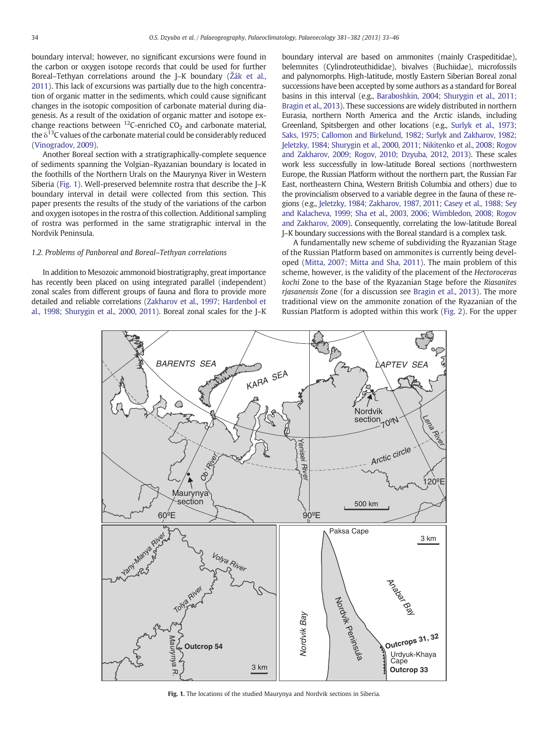boundary interval; however, no significant excursions were found in the carbon or oxygen isotope records that could be used for further Boreal–Tethyan correlations around the J–K boundary (Žák et al., 2011). This lack of excursions was partially due to the high concentration of organic matter in the sediments, which could cause significant changes in the isotopic composition of carbonate material during diagenesis. As a result of the oxidation of organic matter and isotope exchange reactions between $^{12}C$-enriched $CO_2$ and carbonate material, the $\delta^{13}C$ values of the carbonate material could be considerably reduced (Vinogradov, 2009).

Another Boreal section with a stratigraphically-complete sequence of sediments spanning the Volgian–Ryazanian boundary is located in the foothills of the Northern Urals on the Maurynya River in Western Siberia (Fig. 1). Well-preserved belemnite rostra that describe the J–K boundary interval in detail were collected from this section. This paper presents the results of the study of the variations of the carbon and oxygen isotopes in the rostra of this collection. Additional sampling of rostra was performed in the same stratigraphic interval in the Nordvik Peninsula.

### 1.2. Problems of Panboreal and Boreal–Tethyan correlations

In addition to Mesozoic ammonoid biostratigraphy, great importance has recently been placed on using integrated parallel (independent) zonal scales from different groups of fauna and flora to provide more detailed and reliable correlations (Zakharov et al., 1997; Hardenbol et al., 1998; Shurygin et al., 2000, 2011). Boreal zonal scales for the J–K boundary interval are based on ammonites (mainly Craspeditidae), belemnites (Cylindroteuthididae), bivalves (Buchiidae), microfossils and palynomorphs. High-latitude, mostly Eastern Siberian Boreal zonal successions have been accepted by some authors as a standard for Boreal basins in this interval (e.g., Baraboshkin, 2004; Shurygin et al., 2011; Bragin et al., 2013). These successions are widely distributed in northern Eurasia, northern North America and the Arctic islands, including Greenland, Spitsbergen and other locations (e.g., Surlyk et al., 1973; Saks, 1975; Callomon and Birkelund, 1982; Surlyk and Zakharov, 1982; Jeletzky, 1984; Shurygin et al., 2000, 2011; Nikitenko et al., 2008; Rogov and Zakharov, 2009; Rogov, 2010; Dzyuba, 2012, 2013). These scales work less successfully in low-latitude Boreal sections (northwestern Europe, the Russian Platform without the northern part, the Russian Far East, northeastern China, Western British Columbia and others) due to the provincialism observed to a variable degree in the fauna of these regions (e.g., Jeletzky, 1984; Zakharov, 1987, 2011; Casey et al., 1988; Sey and Kalacheva, 1999; Sha et al., 2003, 2006; Wimbledon, 2008; Rogov and Zakharov, 2009). Consequently, correlating the low-latitude Boreal J–K boundary successions with the Boreal standard is a complex task.

A fundamentally new scheme of subdividing the Ryazanian Stage of the Russian Platform based on ammonites is currently being developed (Mitta, 2007; Mitta and Sha, 2011). The main problem of this scheme, however, is the validity of the placement of the *Hectoroceras kochi* Zone to the base of the Ryazanian Stage before the *Riasanites rjasanensis* Zone (for a discussion see Bragin et al., 2013). The more traditional view on the ammonite zonation of the Ryazanian of the Russian Platform is adopted within this work (Fig. 2). For the upper

**Fig. 1.** The locations of the studied Maurynya and Nordvik sections in Siberia.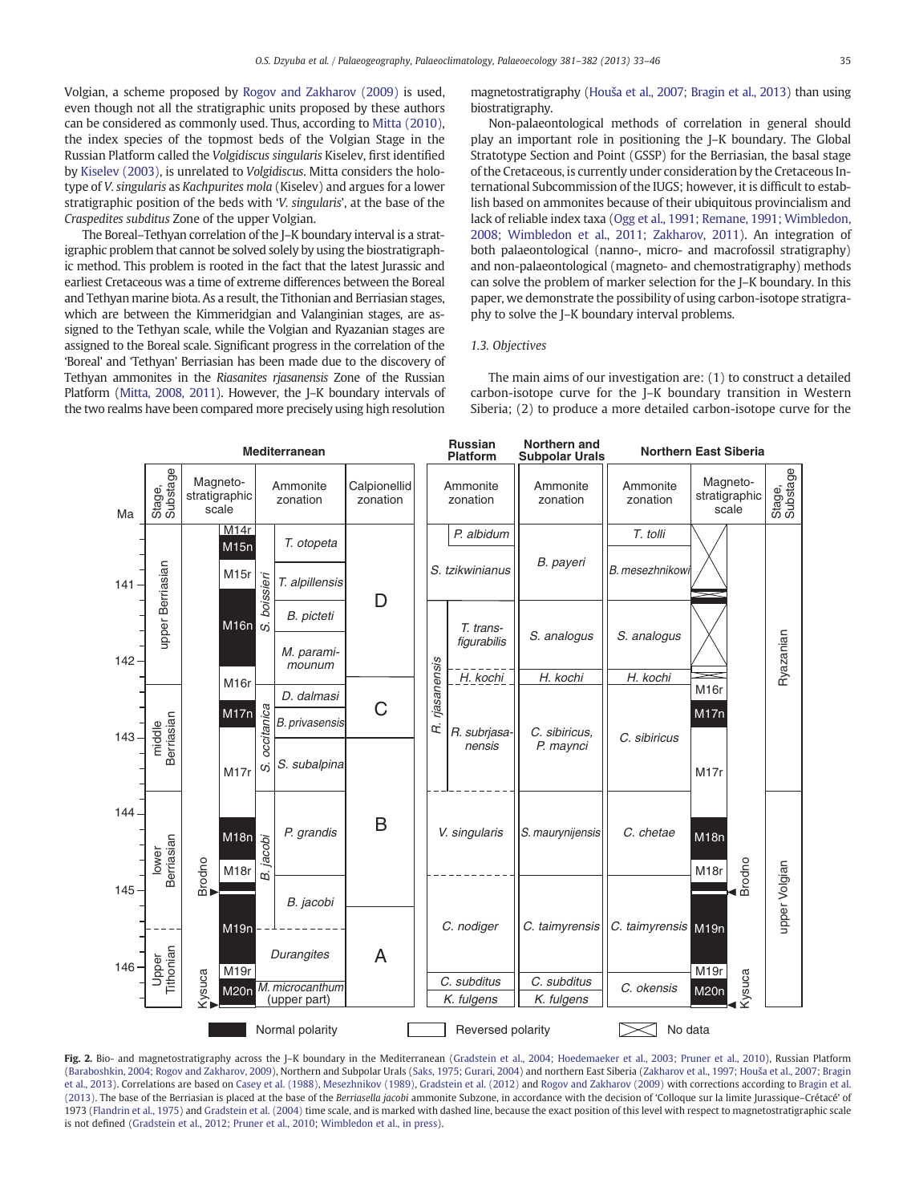Volgian, a scheme proposed by Rogov and Zakharov (2009) is used, even though not all the stratigraphic units proposed by these authors can be considered as commonly used. Thus, according to Mitta (2010), the index species of the topmost beds of the Volgian Stage in the Russian Platform called the *Volgidiscus singularis* Kiselev, first identified by Kiselev (2003), is unrelated to *Volgidiscus*. Mitta considers the holotype of *V. singularis* as *Kachpurites mola* (Kiselev) and argues for a lower stratigraphic position of the beds with '*V. singularis*', at the base of the *Craspedites subditus* Zone of the upper Volgian.

The Boreal–Tethyan correlation of the J–K boundary interval is a stratigraphic problem that cannot be solved solely by using the biostratigraphic method. This problem is rooted in the fact that the latest Jurassic and earliest Cretaceous was a time of extreme differences between the Boreal and Tethyan marine biota. As a result, the Tithonian and Berriasian stages, which are between the Kimmeridgian and Valanginian stages, are assigned to the Tethyan scale, while the Volgian and Ryazanian stages are assigned to the Boreal scale. Significant progress in the correlation of the 'Boreal' and 'Tethyan' Berriasian has been made due to the discovery of Tethyan ammonites in the *Riasanites rjasanensis* Zone of the Russian Platform (Mitta, 2008, 2011). However, the J–K boundary intervals of the two realms have been compared more precisely using high resolution magnetostratigraphy (Houša et al., 2007; Bragin et al., 2013) than using biostratigraphy.

Non-palaeontological methods of correlation in general should play an important role in positioning the J–K boundary. The Global Stratotype Section and Point (GSSP) for the Berriasian, the basal stage of the Cretaceous, is currently under consideration by the Cretaceous International Subcommission of the IUGS; however, it is difficult to establish based on ammonites because of their ubiquitous provincialism and lack of reliable index taxa (Ogg et al., 1991; Remane, 1991; Wimbledon, 2008; Wimbledon et al., 2011; Zakharov, 2011). An integration of both palaeontological (nanno-, micro- and macrofossil stratigraphy) and non-palaeontological (magneto- and chemostratigraphy) methods can solve the problem of marker selection for the J–K boundary. In this paper, we demonstrate the possibility of using carbon-isotope stratigraphy to solve the J–K boundary interval problems.

### 1.3. Objectives

The main aims of our investigation are: (1) to construct a detailed carbon-isotope curve for the J–K boundary transition in Western Siberia; (2) to produce a more detailed carbon-isotope curve for the

**Fig. 2.** Bio- and magnetostratigraphy across the J–K boundary in the Mediterranean (Gradstein et al., 2004; Hoedemaeker et al., 2003; Pruner et al., 2010), Russian Platform (Baraboshkin, 2004; Rogov and Zakharov, 2009), Northern and Subpolar Urals (Saks, 1975; Gurari, 2004) and northern East Siberia (Zakharov et al., 1997; Houša et al., 2007; Bragin et al., 2013). Correlations are based on Casey et al. (1988), Mesezhnikov (1989), Gradstein et al. (2012) and Rogov and Zakharov (2009) with corrections according to Bragin et al. (2013). The base of the Berriasian is placed at the base of the *Berriasella jacobi* ammonite Subzone, in accordance with the decision of 'Colloque sur la limite Jurassique–Crétacé' of 1973 (Flandrin et al., 1975) and Gradstein et al. (2004) time scale, and is marked with dashed line, because the exact position of this level with respect to magnetostratigraphic scale is not defined (Gradstein et al., 2012; Pruner et al., 2010; Wimbledon et al., in press).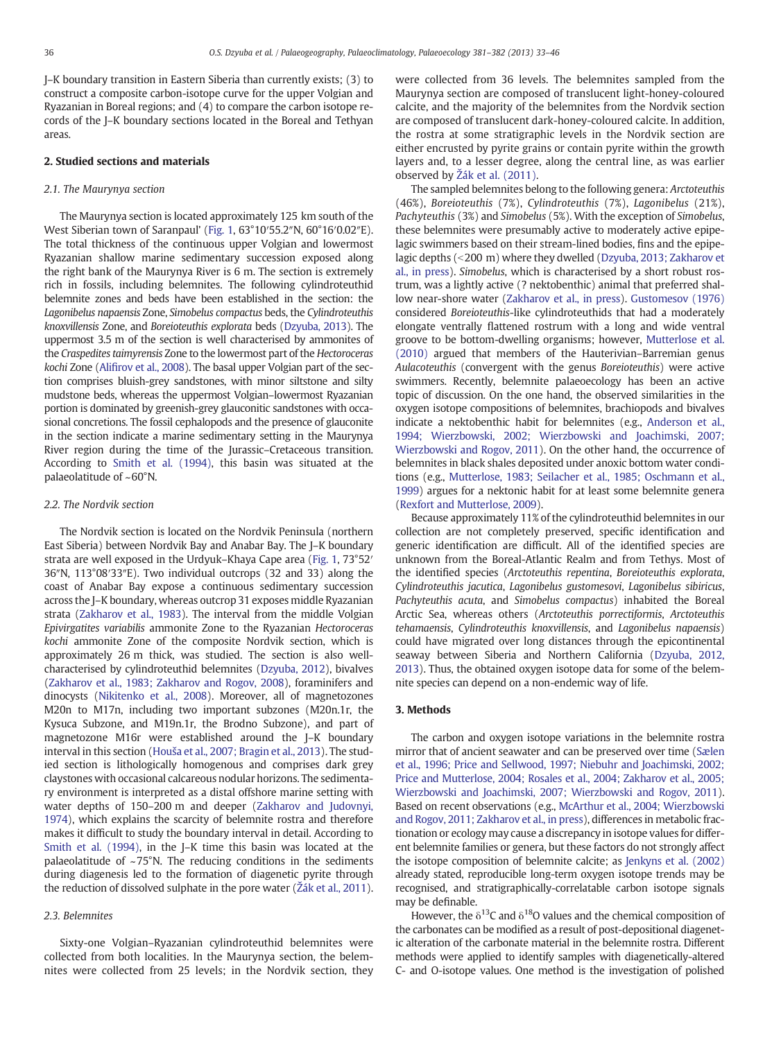J–K boundary transition in Eastern Siberia than currently exists; (3) to construct a composite carbon-isotope curve for the upper Volgian and Ryazanian in Boreal regions; and (4) to compare the carbon isotope records of the J–K boundary sections located in the Boreal and Tethyan areas.

## 2. Studied sections and materials

### 2.1. The Maurynya section

The Maurynya section is located approximately 125 km south of the West Siberian town of Saranpaul' (Fig. 1, 63°10′55.2″N, 60°16′0.02″E). The total thickness of the continuous upper Volgian and lowermost Ryazanian shallow marine sedimentary succession exposed along the right bank of the Maurynya River is 6 m. The section is extremely rich in fossils, including belemnites. The following cylindroteuthid belemnite zones and beds have been established in the section: the *Lagonibelus napaensis* Zone, *Simobelus compactus* beds, the *Cylindroteuthis knoxvillensis* Zone, and *Boreioteuthis explorata* beds (Dzyuba, 2013). The uppermost 3.5 m of the section is well characterised by ammonites of the *Craspedites taimyrensis* Zone to the lowermost part of the *Hectoroceras kochi* Zone (Alifirov et al., 2008). The basal upper Volgian part of the section comprises bluish-grey sandstones, with minor siltstone and silty mudstone beds, whereas the uppermost Volgian–lowermost Ryazanian portion is dominated by greenish-grey glauconitic sandstones with occasional concretions. The fossil cephalopods and the presence of glauconite in the section indicate a marine sedimentary setting in the Maurynya River region during the time of the Jurassic–Cretaceous transition. According to Smith et al. (1994), this basin was situated at the palaeolatitude of ~60°N.

### 2.2. The Nordvik section

The Nordvik section is located on the Nordvik Peninsula (northern East Siberia) between Nordvik Bay and Anabar Bay. The J–K boundary strata are well exposed in the Urdyuk–Khaya Cape area (Fig. 1, 73°52′36″N, 113°08′33″E). Two individual outcrops (32 and 33) along the coast of Anabar Bay expose a continuous sedimentary succession across the J–K boundary, whereas outcrop 31 exposes middle Ryazanian strata (Zakharov et al., 1983). The interval from the middle Volgian *Epivirgatites variabilis* ammonite Zone to the Ryazanian *Hectoroceras kochi* ammonite Zone of the composite Nordvik section, which is approximately 26 m thick, was studied. The section is also well-characterised by cylindroteuthid belemnites (Dzyuba, 2012), bivalves (Zakharov et al., 1983; Zakharov and Rogov, 2008), foraminifers and dinocysts (Nikitenko et al., 2008). Moreover, all of magnetozones M20n to M17n, including two important subzones (M20n.1r, the Kysuca Subzone, and M19n.1r, the Brodno Subzone), and part of magnetozone M16r were established around the J–K boundary interval in this section (Houša et al., 2007; Bragin et al., 2013). The studied section is lithologically homogenous and comprises dark grey claystones with occasional calcareous nodular horizons. The sedimentary environment is interpreted as a distal offshore marine setting with water depths of 150–200 m and deeper (Zakharov and Judovnyi, 1974), which explains the scarcity of belemnite rostra and therefore makes it difficult to study the boundary interval in detail. According to Smith et al. (1994), in the J–K time this basin was located at the palaeolatitude of ~75°N. The reducing conditions in the sediments during diagenesis led to the formation of diagenetic pyrite through the reduction of dissolved sulphate in the pore water (Žák et al., 2011).

### 2.3. Belemnites

Sixty-one Volgian–Ryazanian cylindroteuthid belemnites were collected from both localities. In the Maurynya section, the belemnites were collected from 25 levels; in the Nordvik section, they were collected from 36 levels. The belemnites sampled from the Maurynya section are composed of translucent light-honey-coloured calcite, and the majority of the belemnites from the Nordvik section are composed of translucent dark-honey-coloured calcite. In addition, the rostra at some stratigraphic levels in the Nordvik section are either encrusted by pyrite grains or contain pyrite within the growth layers and, to a lesser degree, along the central line, as was earlier observed by Žák et al. (2011).

The sampled belemnites belong to the following genera: *Arctoteuthis* (46%), *Boreioteuthis* (7%), *Cylindroteuthis* (7%), *Lagonibelus* (21%), *Pachyteuthis* (3%) and *Simobelus* (5%). With the exception of *Simobelus*, these belemnites were presumably active to moderately active epipelagic swimmers based on their stream-lined bodies, fins and the epipelagic depths (<200 m) where they dwelled (Dzyuba, 2013; Zakharov et al., in press). *Simobelus*, which is characterised by a short robust rostrum, was a lightly active (? nektobenthic) animal that preferred shallow near-shore water (Zakharov et al., in press). Gustomesov (1976) considered *Boreioteuthis*-like cylindroteuthids that had a moderately elongate ventrally flattened rostrum with a long and wide ventral groove to be bottom-dwelling organisms; however, Mutterlose et al. (2010) argued that members of the Hauterivian–Barremian genus *Aulacoteuthis* (convergent with the genus *Boreioteuthis*) were active swimmers. Recently, belemnite palaeoecology has been an active topic of discussion. On the one hand, the observed similarities in the oxygen isotope compositions of belemnites, brachiopods and bivalves indicate a nektobenthic habit for belemnites (e.g., Anderson et al., 1994; Wierzbowski, 2002; Wierzbowski and Joachimski, 2007; Wierzbowski and Rogov, 2011). On the other hand, the occurrence of belemnites in black shales deposited under anoxic bottom water conditions (e.g., Mutterlose, 1983; Seilacher et al., 1985; Oschmann et al., 1999) argues for a nektonic habit for at least some belemnite genera (Rexfort and Mutterlose, 2009).

Because approximately 11% of the cylindroteuthid belemnites in our collection are not completely preserved, specific identification and generic identification are difficult. All of the identified species are unknown from the Boreal-Atlantic Realm and from Tethys. Most of the identified species (*Arctoteuthis repentina*, *Boreioteuthis explorata*, *Cylindroteuthis jacutica*, *Lagonibelus gustomesovi*, *Lagonibelus sibiricus*, *Pachyteuthis acuta*, and *Simobelus compactus*) inhabited the Boreal Arctic Sea, whereas others (*Arctoteuthis porrectiformis*, *Arctoteuthis tehamaensis*, *Cylindroteuthis knoxvillensis*, and *Lagonibelus napaensis*) could have migrated over long distances through the epicontinental seaway between Siberia and Northern California (Dzyuba, 2012, 2013). Thus, the obtained oxygen isotope data for some of the belemnite species can depend on a non-endemic way of life.

## 3. Methods

The carbon and oxygen isotope variations in the belemnite rostra mirror that of ancient seawater and can be preserved over time (Sælen et al., 1996; Price and Sellwood, 1997; Niebuhr and Joachimski, 2002; Price and Mutterlose, 2004; Rosales et al., 2004; Zakharov et al., 2005; Wierzbowski and Joachimski, 2007; Wierzbowski and Rogov, 2011). Based on recent observations (e.g., McArthur et al., 2004; Wierzbowski and Rogov, 2011; Zakharov et al., in press), differences in metabolic fractionation or ecology may cause a discrepancy in isotope values for different belemnite families or genera, but these factors do not strongly affect the isotope composition of belemnite calcite; as Jenkyns et al. (2002) already stated, reproducible long-term oxygen isotope trends may be recognised, and stratigraphically-correlatable carbon isotope signals may be definable.

However, the $\delta^{13}C$ and $\delta^{18}O$ values and the chemical composition of the carbonates can be modified as a result of post-depositional diagenetic alteration of the carbonate material in the belemnite rostra. Different methods were applied to identify samples with diagenetically-altered C- and O-isotope values. One method is the investigation of polished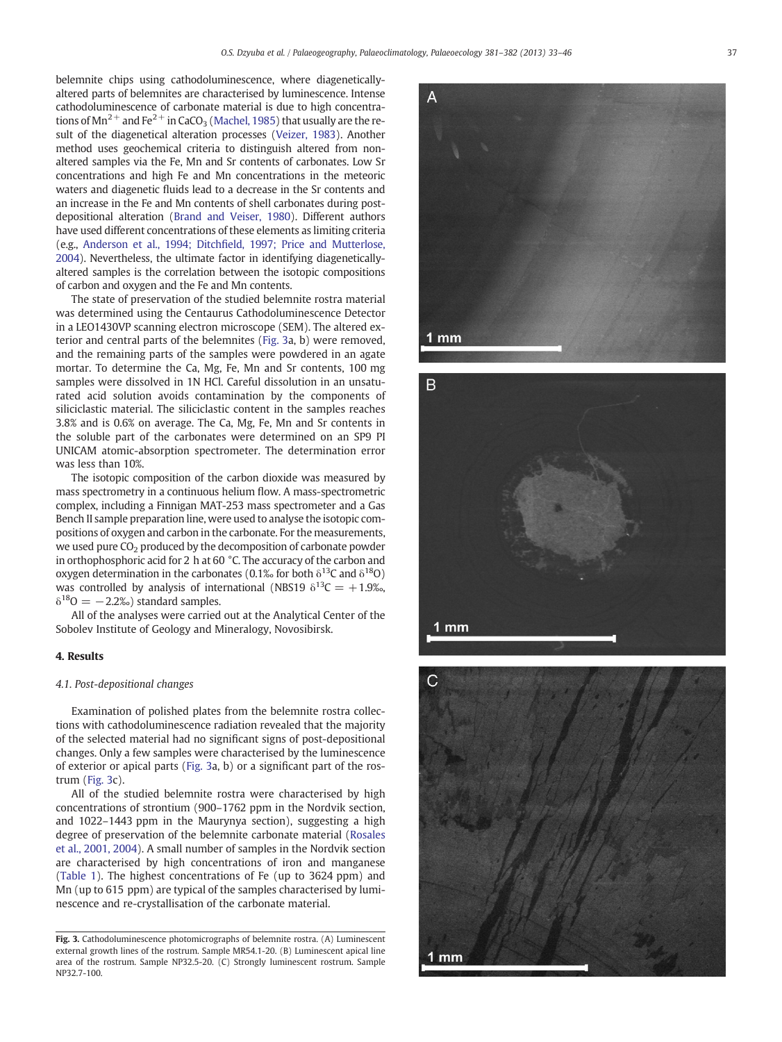belemnite chips using cathodoluminescence, where diagenetically-altered parts of belemnites are characterised by luminescence. Intense cathodoluminescence of carbonate material is due to high concentrations of $Mn^{2+}$ and $Fe^{2+}$ in $CaCO_3$ (Machel, 1985) that usually are the result of the diagenetical alteration processes (Veizer, 1983). Another method uses geochemical criteria to distinguish altered from non-altered samples via the Fe, Mn and Sr contents of carbonates. Low Sr concentrations and high Fe and Mn concentrations in the meteoric waters and diagenetic fluids lead to a decrease in the Sr contents and an increase in the Fe and Mn contents of shell carbonates during post-depositional alteration (Brand and Veiser, 1980). Different authors have used different concentrations of these elements as limiting criteria (e.g., Anderson et al., 1994; Ditchfield, 1997; Price and Mutterlose, 2004). Nevertheless, the ultimate factor in identifying diagenetically-altered samples is the correlation between the isotopic compositions of carbon and oxygen and the Fe and Mn contents.

The state of preservation of the studied belemnite rostra material was determined using the Centaurus Cathodoluminescence Detector in a LEO1430VP scanning electron microscope (SEM). The altered exterior and central parts of the belemnites (Fig. 3a, b) were removed, and the remaining parts of the samples were powdered in an agate mortar. To determine the Ca, Mg, Fe, Mn and Sr contents, 100 mg samples were dissolved in 1N HCl. Careful dissolution in an unsaturated acid solution avoids contamination by the components of siliciclastic material. The siliciclastic content in the samples reaches 3.8% and is 0.6% on average. The Ca, Mg, Fe, Mn and Sr contents in the soluble part of the carbonates were determined on an SP9 PI UNICAM atomic-absorption spectrometer. The determination error was less than 10%.

The isotopic composition of the carbon dioxide was measured by mass spectrometry in a continuous helium flow. A mass-spectrometric complex, including a Finnigan MAT-253 mass spectrometer and a Gas Bench II sample preparation line, were used to analyse the isotopic compositions of oxygen and carbon in the carbonate. For the measurements, we used pure $CO_2$ produced by the decomposition of carbonate powder in orthophosphoric acid for 2 h at 60 °C. The accuracy of the carbon and oxygen determination in the carbonates (0.1‰ for both $\delta^{13}C$ and $\delta^{18}O$) was controlled by analysis of international (NBS19 $\delta^{13}C = +1.9$‰, $\delta^{18}O = -2.2$‰) standard samples.

All of the analyses were carried out at the Analytical Center of the Sobolev Institute of Geology and Mineralogy, Novosibirsk.

## 4. Results

### 4.1. Post-depositional changes

Examination of polished plates from the belemnite rostra collections with cathodoluminescence radiation revealed that the majority of the selected material had no significant signs of post-depositional changes. Only a few samples were characterised by the luminescence of exterior or apical parts (Fig. 3a, b) or a significant part of the rostrum (Fig. 3c).

All of the studied belemnite rostra were characterised by high concentrations of strontium (900–1762 ppm in the Nordvik section, and 1022–1443 ppm in the Maurynya section), suggesting a high degree of preservation of the belemnite carbonate material (Rosales et al., 2001, 2004). A small number of samples in the Nordvik section are characterised by high concentrations of iron and manganese (Table 1). The highest concentrations of Fe (up to 3624 ppm) and Mn (up to 615 ppm) are typical of the samples characterised by luminescence and re-crystallisation of the carbonate material.

**Fig. 3.** Cathodoluminescence photomicrographs of belemnite rostra. (A) Luminescent external growth lines of the rostrum. Sample MR54.1-20. (B) Luminescent apical line area of the rostrum. Sample NP32.5-20. (C) Strongly luminescent rostrum. Sample NP32.7-100.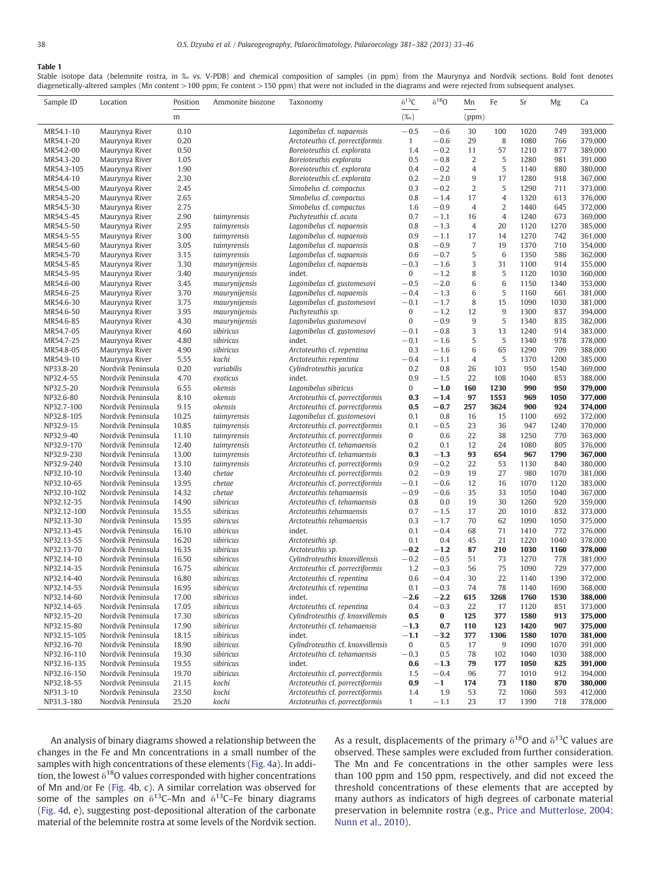**Table 1**

Stable isotope data (belemnite rostra, in ‰ vs. V-PDB) and chemical composition of samples (in ppm) from the Maurynya and Nordvik sections. Bold font denotes diagenetically-altered samples (Mn content >100 ppm; Fe content >150 ppm) that were not included in the diagrams and were rejected from subsequent analyses.

| Sample ID | Location | Position | Ammonite biozone | Taxonomy | $\delta^{13}C$ | $\delta^{18}O$ | Mn | Fe | Sr | Mg | Ca |
|---|---|---|---|---|---|---|---|---|---|---|---|
| | | m | | | (‰) | | (ppm) | | | | |
| MR54.1-10 | Maurynya River | 0.10 | | *Lagonibelus* cf. *napaensis* | −0.5 | −0.6 | 30 | 100 | 1020 | 749 | 393,000 |
| MR54.1-20 | Maurynya River | 0.20 | | *Arctoteuthis* cf. *porrectiformis* | 1 | −0.6 | 29 | 8 | 1080 | 766 | 379,000 |
| MR54.2-00 | Maurynya River | 0.50 | | *Boreioteuthis* cf. *explorata* | 1.4 | −0.2 | 11 | 57 | 1210 | 877 | 389,000 |
| MR54.3-20 | Maurynya River | 1.05 | | *Boreioteuthis explorata* | 0.5 | −0.8 | 2 | 5 | 1280 | 981 | 391,000 |
| MR54.3-105 | Maurynya River | 1.90 | | *Boreioteuthis* cf. *explorata* | 0.4 | −0.2 | 4 | 5 | 1140 | 880 | 380,000 |
| MR54.4-10 | Maurynya River | 2.30 | | *Boreioteuthis* cf. *explorata* | 0.2 | −2.0 | 9 | 17 | 1280 | 918 | 367,000 |
| MR54.5-00 | Maurynya River | 2.45 | | *Simobelus* cf. *compactus* | 0.3 | −0.2 | 2 | 5 | 1290 | 711 | 373,000 |
| MR54.5-20 | Maurynya River | 2.65 | | *Simobelus* cf. *compactus* | 0.8 | −1.4 | 17 | 4 | 1320 | 613 | 376,000 |
| MR54.5-30 | Maurynya River | 2.75 | | *Simobelus* cf. *compactus* | 1.6 | −0.9 | 4 | 2 | 1440 | 645 | 372,000 |
| MR54.5-45 | Maurynya River | 2.90 | *taimyrensis* | *Pachyteuthis* cf. *acuta* | 0.7 | −1.1 | 16 | 4 | 1240 | 673 | 369,000 |
| MR54.5-50 | Maurynya River | 2.95 | *taimyrensis* | *Lagonibelus* cf. *napaensis* | 0.8 | −1.3 | 4 | 20 | 1120 | 1270 | 385,000 |
| MR54.5-55 | Maurynya River | 3.00 | *taimyrensis* | *Lagonibelus* cf. *napaensis* | 0.9 | −1.1 | 17 | 14 | 1270 | 742 | 361,000 |
| MR54.5-60 | Maurynya River | 3.05 | *taimyrensis* | *Lagonibelus* cf. *napaensis* | 0.8 | −0.9 | 7 | 19 | 1370 | 710 | 354,000 |
| MR54.5-70 | Maurynya River | 3.15 | *taimyrensis* | *Lagonibelus* cf. *napaensis* | 0.6 | −0.7 | 5 | 6 | 1350 | 586 | 362,000 |
| MR54.5-85 | Maurynya River | 3.30 | *maurynijensis* | *Lagonibelus* cf. *napaensis* | −0.3 | −1.6 | 3 | 31 | 1100 | 914 | 355,000 |
| MR54.5-95 | Maurynya River | 3.40 | *maurynijensis* | indet. | 0 | −1.2 | 8 | 5 | 1120 | 1030 | 360,000 |
| MR54.6-00 | Maurynya River | 3.45 | *maurynijensis* | *Lagonibelus* cf. *gustomesovi* | −0.5 | −2.0 | 6 | 6 | 1150 | 1340 | 353,000 |
| MR54.6-25 | Maurynya River | 3.70 | *maurynijensis* | *Lagonibelus* cf. *napaensis* | −0.4 | −1.3 | 6 | 5 | 1160 | 661 | 381,000 |
| MR54.6-30 | Maurynya River | 3.75 | *maurynijensis* | *Lagonibelus* cf. *gustomesovi* | −0.1 | −1.7 | 8 | 15 | 1090 | 1030 | 381,000 |
| MR54.6-50 | Maurynya River | 3.95 | *maurynijensis* | *Pachyteuthis* sp. | 0 | −1.2 | 12 | 9 | 1300 | 837 | 394,000 |
| MR54.6-85 | Maurynya River | 4.30 | *maurynijensis* | *Lagonibelus gustomesovi* | 0 | −0.9 | 9 | 5 | 1340 | 835 | 382,000 |
| MR54.7-05 | Maurynya River | 4.60 | *sibiricus* | *Lagonibelus* cf. *gustomesovi* | −0.1 | −0.8 | 3 | 13 | 1240 | 914 | 383,000 |
| MR54.7-25 | Maurynya River | 4.80 | *sibiricus* | indet. | −0.1 | −1.6 | 5 | 5 | 1340 | 978 | 378,000 |
| MR54.8-05 | Maurynya River | 4.90 | *sibiricus* | *Arctoteuthis* cf. *repentina* | 0.3 | −1.6 | 6 | 65 | 1290 | 709 | 388,000 |
| MR54.9-10 | Maurynya River | 5.55 | *kochi* | *Arctoteuthis repentina* | −0.4 | −1.1 | 4 | 5 | 1370 | 1200 | 385,000 |
| NP33.8-20 | Nordvik Peninsula | 0.20 | *variabilis* | *Cylindroteuthis jacutica* | 0.2 | 0.8 | 26 | 103 | 950 | 1540 | 369,000 |
| NP32.4-55 | Nordvik Peninsula | 4.70 | *exoticus* | indet. | 0.9 | −1.5 | 22 | 108 | 1040 | 853 | 388,000 |
| NP32.5-20 | Nordvik Peninsula | 6.55 | *okensis* | *Lagonibelus sibiricus* | 0 | **−1.0** | **160** | **1230** | **990** | **950** | **379,000** |
| NP32.6-80 | Nordvik Peninsula | 8.10 | *okensis* | *Arctoteuthis* cf. *porrectiformis* | **0.3** | **−1.4** | **97** | **1553** | **969** | **1050** | **377,000** |
| NP32.7-100 | Nordvik Peninsula | 9.15 | *okensis* | *Arctoteuthis* cf. *porrectiformis* | **0.5** | **−0.7** | **257** | **3624** | **900** | **924** | **374,000** |
| NP32.8-105 | Nordvik Peninsula | 10.25 | *taimyrensis* | *Lagonibelus* cf. *gustomesovi* | 0.1 | 0.8 | 16 | 15 | 1100 | 692 | 372,000 |
| NP32.9-15 | Nordvik Peninsula | 10.85 | *taimyrensis* | *Arctoteuthis* cf. *porrectiformis* | 0.1 | −0.5 | 23 | 36 | 947 | 1240 | 370,000 |
| NP32.9-40 | Nordvik Peninsula | 11.10 | *taimyrensis* | *Arctoteuthis* cf. *porrectiformis* | 0 | 0.6 | 22 | 38 | 1250 | 770 | 363,000 |
| NP32.9-170 | Nordvik Peninsula | 12.40 | *taimyrensis* | *Arctoteuthis* cf. *tehamaensis* | 0.2 | 0.1 | 12 | 24 | 1080 | 805 | 376,000 |
| NP32.9-230 | Nordvik Peninsula | 13.00 | *taimyrensis* | *Arctoteuthis* cf. *tehamaensis* | **0.3** | **−1.3** | **93** | **654** | **967** | **1790** | **367,000** |
| NP32.9-240 | Nordvik Peninsula | 13.10 | *taimyrensis* | *Arctoteuthis* cf. *porrectiformis* | 0.9 | −0.2 | 22 | 53 | 1130 | 840 | 380,000 |
| NP32.10-10 | Nordvik Peninsula | 13.40 | *chetae* | *Arctoteuthis* cf. *porrectiformis* | 0.2 | −0.9 | 19 | 27 | 980 | 1070 | 381,000 |
| NP32.10-65 | Nordvik Peninsula | 13.95 | *chetae* | *Arctoteuthis* cf. *porrectiformis* | −0.1 | −0.6 | 12 | 16 | 1070 | 1120 | 383,000 |
| NP32.10-102 | Nordvik Peninsula | 14.32 | *chetae* | *Arctoteuthis tehamaensis* | −0.9 | −0.6 | 35 | 33 | 1050 | 1040 | 367,000 |
| NP32.12-35 | Nordvik Peninsula | 14.90 | *sibiricus* | *Arctoteuthis* cf. *tehamaensis* | 0.8 | 0.0 | 19 | 30 | 1260 | 920 | 359,000 |
| NP32.12-100 | Nordvik Peninsula | 15.55 | *sibiricus* | *Arctoteuthis tehamaensis* | 0.7 | −1.5 | 17 | 20 | 1010 | 832 | 373,000 |
| NP32.13-30 | Nordvik Peninsula | 15.95 | *sibiricus* | *Arctoteuthis tehamaensis* | 0.3 | −1.7 | 70 | 62 | 1090 | 1050 | 375,000 |
| NP32.13-45 | Nordvik Peninsula | 16.10 | *sibiricus* | indet. | 0.1 | −0.4 | 68 | 71 | 1410 | 772 | 376,000 |
| NP32.13-55 | Nordvik Peninsula | 16.20 | *sibiricus* | *Arctoteuthis* sp. | 0.1 | 0.4 | 45 | 21 | 1220 | 1040 | 378,000 |
| NP32.13-70 | Nordvik Peninsula | 16.35 | *sibiricus* | *Arctoteuthis* sp. | **−0.2** | **−1.2** | **87** | **210** | **1030** | **1160** | **378,000** |
| NP32.14-10 | Nordvik Peninsula | 16.50 | *sibiricus* | *Cylindroteuthis knoxvillensis* | −0.2 | −0.5 | 51 | 73 | 1270 | 778 | 381,000 |
| NP32.14-35 | Nordvik Peninsula | 16.75 | *sibiricus* | *Arctoteuthis* cf. *porrectiformis* | 1.2 | −0.3 | 56 | 75 | 1090 | 729 | 377,000 |
| NP32.14-40 | Nordvik Peninsula | 16.80 | *sibiricus* | *Arctoteuthis* cf. *repentina* | 0.6 | −0.4 | 30 | 22 | 1140 | 1390 | 372,000 |
| NP32.14-55 | Nordvik Peninsula | 16.95 | *sibiricus* | *Arctoteuthis* cf. *repentina* | 0.1 | −0.3 | 74 | 78 | 1140 | 1690 | 368,000 |
| NP32.14-60 | Nordvik Peninsula | 17.00 | *sibiricus* | indet. | **−2.6** | **−2.2** | **615** | **3268** | **1760** | **1530** | **388,000** |
| NP32.14-65 | Nordvik Peninsula | 17.05 | *sibiricus* | *Arctoteuthis* cf. *repentina* | 0.4 | −0.3 | 22 | 17 | 1120 | 851 | 373,000 |
| NP32.15-20 | Nordvik Peninsula | 17.30 | *sibiricus* | *Cylindroteuthis* cf. *knoxvillensis* | **0.5** | **0** | **125** | **377** | **1580** | **913** | **375,000** |
| NP32.15-80 | Nordvik Peninsula | 17.90 | *sibiricus* | *Arctoteuthis* cf. *tehamaensis* | **−1.3** | **0.7** | **110** | **123** | **1420** | **907** | **375,000** |
| NP32.15-105 | Nordvik Peninsula | 18.15 | *sibiricus* | indet. | **−1.1** | **−3.2** | **377** | **1306** | **1580** | **1070** | **381,000** |
| NP32.16-70 | Nordvik Peninsula | 18.90 | *sibiricus* | *Cylindroteuthis* cf. *knoxvillensis* | 0 | 0.5 | 17 | 9 | 1090 | 1070 | 391,000 |
| NP32.16-110 | Nordvik Peninsula | 19.30 | *sibiricus* | *Arctoteuthis* cf. *tehamaensis* | −0.3 | 0.5 | 78 | 102 | 1040 | 1030 | 388,000 |
| NP32.16-135 | Nordvik Peninsula | 19.55 | *sibiricus* | indet. | **0.6** | **−1.3** | **79** | **177** | **1050** | **825** | **391,000** |
| NP32.16-150 | Nordvik Peninsula | 19.70 | *sibiricus* | *Arctoteuthis* cf. *porrectiformis* | 1.5 | −0.4 | 96 | 77 | 1010 | 912 | 394,000 |
| NP32.18-55 | Nordvik Peninsula | 21.15 | *kochi* | *Arctoteuthis* cf. *porrectiformis* | **0.9** | **−1** | **174** | **73** | **1180** | **870** | **380,000** |
| NP31.3-10 | Nordvik Peninsula | 23.50 | *kochi* | *Arctoteuthis* cf. *porrectiformis* | 1.4 | 1.9 | 53 | 72 | 1060 | 593 | 412,000 |
| NP31.3-180 | Nordvik Peninsula | 25.20 | *kochi* | *Arctoteuthis* cf. *porrectiformis* | 1 | −1.1 | 23 | 17 | 1390 | 718 | 378,000 |

An analysis of binary diagrams showed a relationship between the changes in the Fe and Mn concentrations in a small number of the samples with high concentrations of these elements (Fig. 4a). In addition, the lowest $\delta^{18}O$ values corresponded with higher concentrations of Mn and/or Fe (Fig. 4b, c). A similar correlation was observed for some of the samples on $\delta^{13}C$–Mn and $\delta^{13}C$–Fe binary diagrams (Fig. 4d, e), suggesting post-depositional alteration of the carbonate material of the belemnite rostra at some levels of the Nordvik section. As a result, displacements of the primary $\delta^{18}O$ and $\delta^{13}C$ values are observed. These samples were excluded from further consideration. The Mn and Fe concentrations in the other samples were less than 100 ppm and 150 ppm, respectively, and did not exceed the threshold concentrations of these elements that are accepted by many authors as indicators of high degrees of carbonate material preservation in belemnite rostra (e.g., Price and Mutterlose, 2004; Nunn et al., 2010).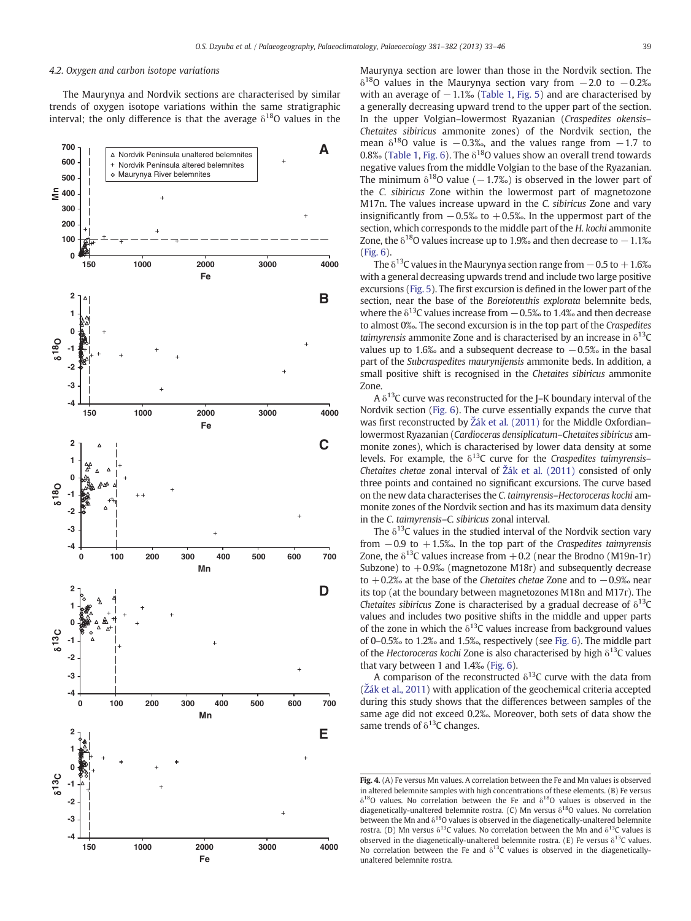### 4.2. Oxygen and carbon isotope variations

The Maurynya and Nordvik sections are characterised by similar trends of oxygen isotope variations within the same stratigraphic interval; the only difference is that the average $\delta^{18}O$ values in the Maurynya section are lower than those in the Nordvik section. The $\delta^{18}O$ values in the Maurynya section vary from −2.0 to −0.2‰ with an average of −1.1‰ (Table 1, Fig. 5) and are characterised by a generally decreasing upward trend to the upper part of the section. In the upper Volgian–lowermost Ryazanian (*Craspedites okensis–Chetaites sibiricus* ammonite zones) of the Nordvik section, the mean $\delta^{18}O$ value is −0.3‰, and the values range from −1.7 to 0.8‰ (Table 1, Fig. 6). The $\delta^{18}O$ values show an overall trend towards negative values from the middle Volgian to the base of the Ryazanian. The minimum $\delta^{18}O$ value (−1.7‰) is observed in the lower part of the *C. sibiricus* Zone within the lowermost part of magnetozone M17n. The values increase upward in the *C. sibiricus* Zone and vary insignificantly from −0.5‰ to +0.5‰. In the uppermost part of the section, which corresponds to the middle part of the *H. kochi* ammonite Zone, the $\delta^{18}O$ values increase up to 1.9‰ and then decrease to −1.1‰ (Fig. 6).

The $\delta^{13}C$ values in the Maurynya section range from −0.5 to +1.6‰ with a general decreasing upwards trend and include two large positive excursions (Fig. 5). The first excursion is defined in the lower part of the section, near the base of the *Boreioteuthis explorata* belemnite beds, where the $\delta^{13}C$ values increase from −0.5‰ to 1.4‰ and then decrease to almost 0‰. The second excursion is in the top part of the *Craspedites taimyrensis* ammonite Zone and is characterised by an increase in $\delta^{13}C$ values up to 1.6‰ and a subsequent decrease to −0.5‰ in the basal part of the *Subcraspedites maurynijensis* ammonite beds. In addition, a small positive shift is recognised in the *Chetaites sibiricus* ammonite Zone.

A $\delta^{13}C$ curve was reconstructed for the J–K boundary interval of the Nordvik section (Fig. 6). The curve essentially expands the curve that was first reconstructed by Žák et al. (2011) for the Middle Oxfordian–lowermost Ryazanian (*Cardioceras densiplicatum–Chetaites sibiricus* ammonite zones), which is characterised by lower data density at some levels. For example, the $\delta^{13}C$ curve for the *Craspedites taimyrensis–Chetaites chetae* zonal interval of Žák et al. (2011) consisted of only three points and contained no significant excursions. The curve based on the new data characterises the *C. taimyrensis–Hectoroceras kochi* ammonite zones of the Nordvik section and has its maximum data density in the *C. taimyrensis–C. sibiricus* zonal interval.

The $\delta^{13}C$ values in the studied interval of the Nordvik section vary from −0.9 to +1.5‰. In the top part of the *Craspedites taimyrensis* Zone, the $\delta^{13}C$ values increase from +0.2 (near the Brodno (M19n-1r) Subzone) to +0.9‰ (magnetozone M18r) and subsequently decrease to +0.2‰ at the base of the *Chetaites chetae* Zone and to −0.9‰ near its top (at the boundary between magnetozones M18n and M17r). The *Chetaites sibiricus* Zone is characterised by a gradual decrease of $\delta^{13}C$ values and includes two positive shifts in the middle and upper parts of the zone in which the $\delta^{13}C$ values increase from background values of 0–0.5‰ to 1.2‰ and 1.5‰, respectively (see Fig. 6). The middle part of the *Hectoroceras kochi* Zone is also characterised by high $\delta^{13}C$ values that vary between 1 and 1.4‰ (Fig. 6).

A comparison of the reconstructed $\delta^{13}C$ curve with the data from (Žák et al., 2011) with application of the geochemical criteria accepted during this study shows that the differences between samples of the same age did not exceed 0.2‰. Moreover, both sets of data show the same trends of $\delta^{13}C$ changes.

**Fig. 4.** (A) Fe versus Mn values. A correlation between the Fe and Mn values is observed in altered belemnite samples with high concentrations of these elements. (B) Fe versus $\delta^{18}O$ values. No correlation between the Fe and $\delta^{18}O$ values is observed in the diagenetically-unaltered belemnite rostra. (C) Mn versus $\delta^{18}O$ values. No correlation between the Mn and $\delta^{18}O$ values is observed in the diagenetically-unaltered belemnite rostra. (D) Mn versus $\delta^{13}C$ values. No correlation between the Mn and $\delta^{13}C$ values is observed in the diagenetically-unaltered belemnite rostra. (E) Fe versus $\delta^{13}C$ values. No correlation between the Fe and $\delta^{13}C$ values is observed in the diagenetically-unaltered belemnite rostra.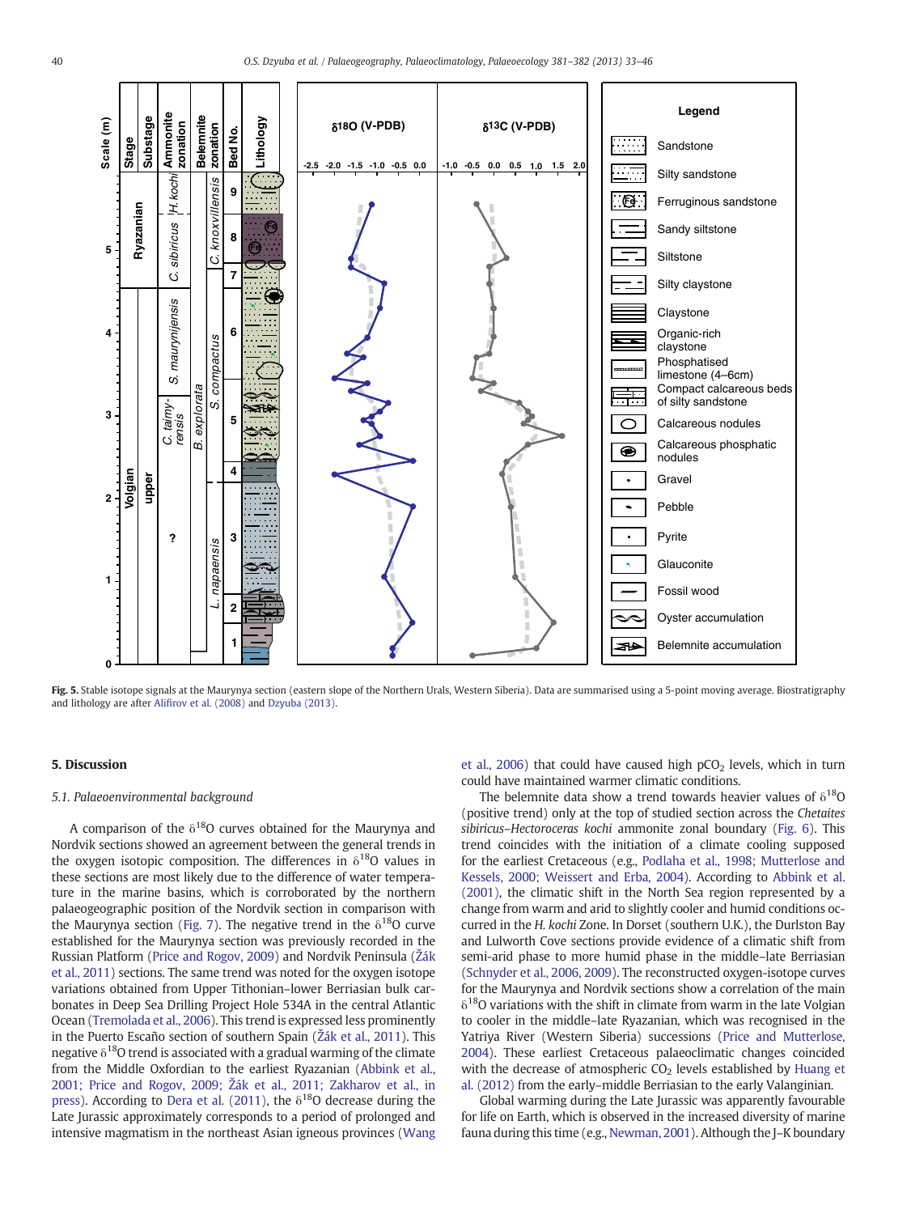Fig. 5. Stable isotope signals at the Maurynya section (eastern slope of the Northern Urals, Western Siberia). Data are summarised using a 5-point moving average. Biostratigraphy and lithology are after Alifirov et al. (2008) and Dzyuba (2013).

## 5. Discussion

### 5.1. Palaeoenvironmental background

A comparison of the $\delta^{18}O$ curves obtained for the Maurynya and Nordvik sections showed an agreement between the general trends in the oxygen isotopic composition. The differences in $\delta^{18}O$ values in these sections are most likely due to the difference of water temperature in the marine basins, which is corroborated by the northern palaeogeographic position of the Nordvik section in comparison with the Maurynya section (Fig. 7). The negative trend in the $\delta^{18}O$ curve established for the Maurynya section was previously recorded in the Russian Platform (Price and Rogov, 2009) and Nordvik Peninsula (Žák et al., 2011) sections. The same trend was noted for the oxygen isotope variations obtained from Upper Tithonian–lower Berriasian bulk carbonates in Deep Sea Drilling Project Hole 534A in the central Atlantic Ocean (Tremolada et al., 2006). This trend is expressed less prominently in the Puerto Escaño section of southern Spain (Žák et al., 2011). This negative $\delta^{18}O$ trend is associated with a gradual warming of the climate from the Middle Oxfordian to the earliest Ryazanian (Abbink et al., 2001; Price and Rogov, 2009; Žák et al., 2011; Zakharov et al., in press). According to Dera et al. (2011), the $\delta^{18}O$ decrease during the Late Jurassic approximately corresponds to a period of prolonged and intensive magmatism in the northeast Asian igneous provinces (Wang et al., 2006) that could have caused high $pCO_2$ levels, which in turn could have maintained warmer climatic conditions.

The belemnite data show a trend towards heavier values of $\delta^{18}O$ (positive trend) only at the top of studied section across the *Chetaites sibiricus*–*Hectoroceras kochi* ammonite zonal boundary (Fig. 6). This trend coincides with the initiation of a climate cooling supposed for the earliest Cretaceous (e.g., Podlaha et al., 1998; Mutterlose and Kessels, 2000; Weissert and Erba, 2004). According to Abbink et al. (2001), the climatic shift in the North Sea region represented by a change from warm and arid to slightly cooler and humid conditions occurred in the *H. kochi* Zone. In Dorset (southern U.K.), the Durlston Bay and Lulworth Cove sections provide evidence of a climatic shift from semi-arid phase to more humid phase in the middle–late Berriasian (Schnyder et al., 2006, 2009). The reconstructed oxygen-isotope curves for the Maurynya and Nordvik sections show a correlation of the main $\delta^{18}O$ variations with the shift in climate from warm in the late Volgian to cooler in the middle–late Ryazanian, which was recognised in the Yatriya River (Western Siberia) successions (Price and Mutterlose, 2004). These earliest Cretaceous palaeoclimatic changes coincided with the decrease of atmospheric $CO_2$ levels established by Huang et al. (2012) from the early–middle Berriasian to the early Valanginian.

Global warming during the Late Jurassic was apparently favourable for life on Earth, which is observed in the increased diversity of marine fauna during this time (e.g., Newman, 2001). Although the J–K boundary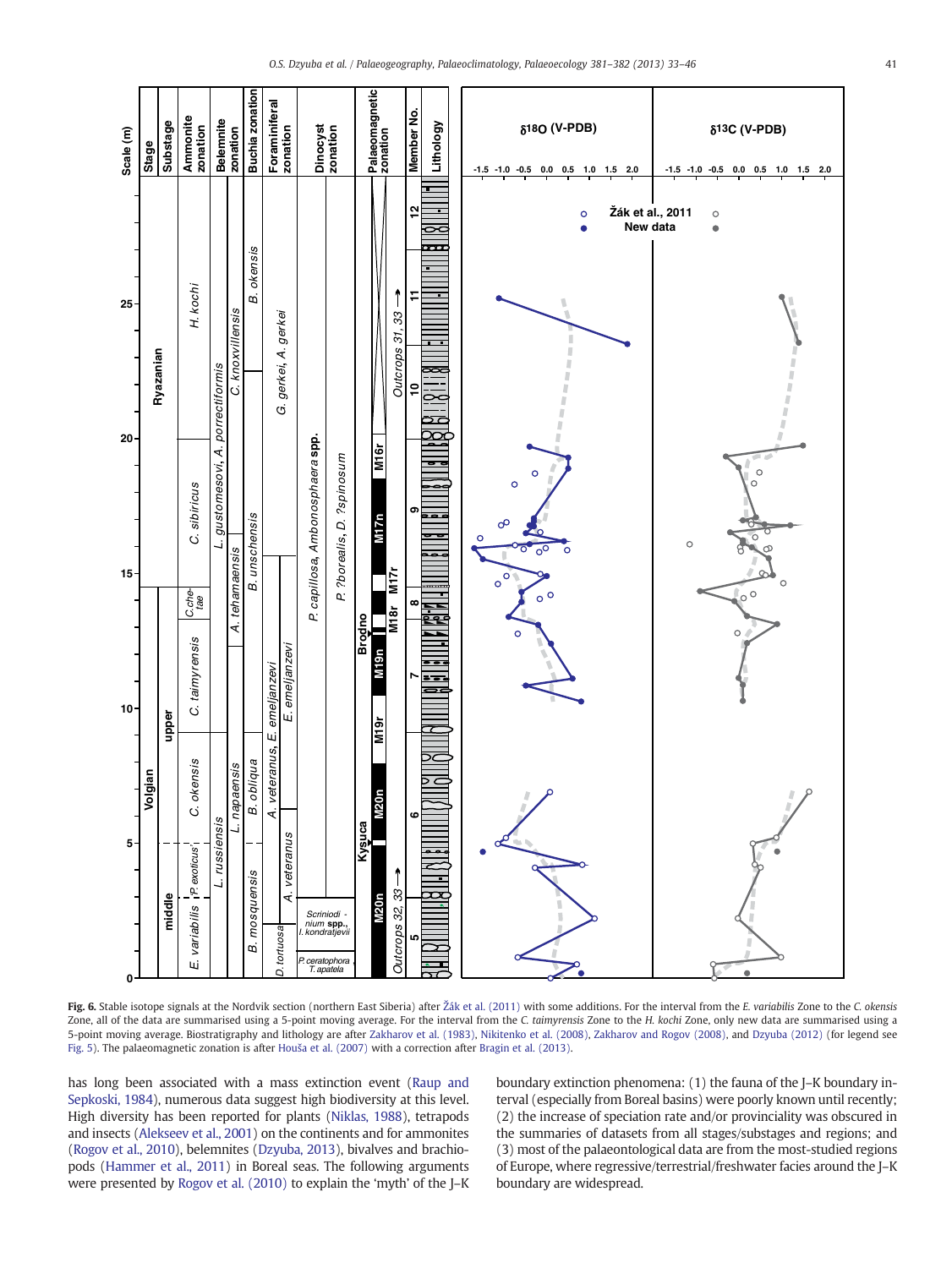**Fig. 6.** Stable isotope signals at the Nordvik section (northern East Siberia) after Žák et al. (2011) with some additions. For the interval from the *E. variabilis* Zone to the *C. okensis* Zone, all of the data are summarised using a 5-point moving average. For the interval from the *C. taimyrensis* Zone to the *H. kochi* Zone, only new data are summarised using a 5-point moving average. Biostratigraphy and lithology are after Zakharov et al. (1983), Nikitenko et al. (2008), Zakharov and Rogov (2008), and Dzyuba (2012) (for legend see Fig. 5). The palaeomagnetic zonation is after Houša et al. (2007) with a correction after Bragin et al. (2013).

has long been associated with a mass extinction event (Raup and Sepkoski, 1984), numerous data suggest high biodiversity at this level. High diversity has been reported for plants (Niklas, 1988), tetrapods and insects (Alekseev et al., 2001) on the continents and for ammonites (Rogov et al., 2010), belemnites (Dzyuba, 2013), bivalves and brachiopods (Hammer et al., 2011) in Boreal seas. The following arguments were presented by Rogov et al. (2010) to explain the 'myth' of the J–K boundary extinction phenomena: (1) the fauna of the J–K boundary interval (especially from Boreal basins) were poorly known until recently; (2) the increase of speciation rate and/or provinciality was obscured in the summaries of datasets from all stages/substages and regions; and (3) most of the palaeontological data are from the most-studied regions of Europe, where regressive/terrestrial/freshwater facies around the J–K boundary are widespread.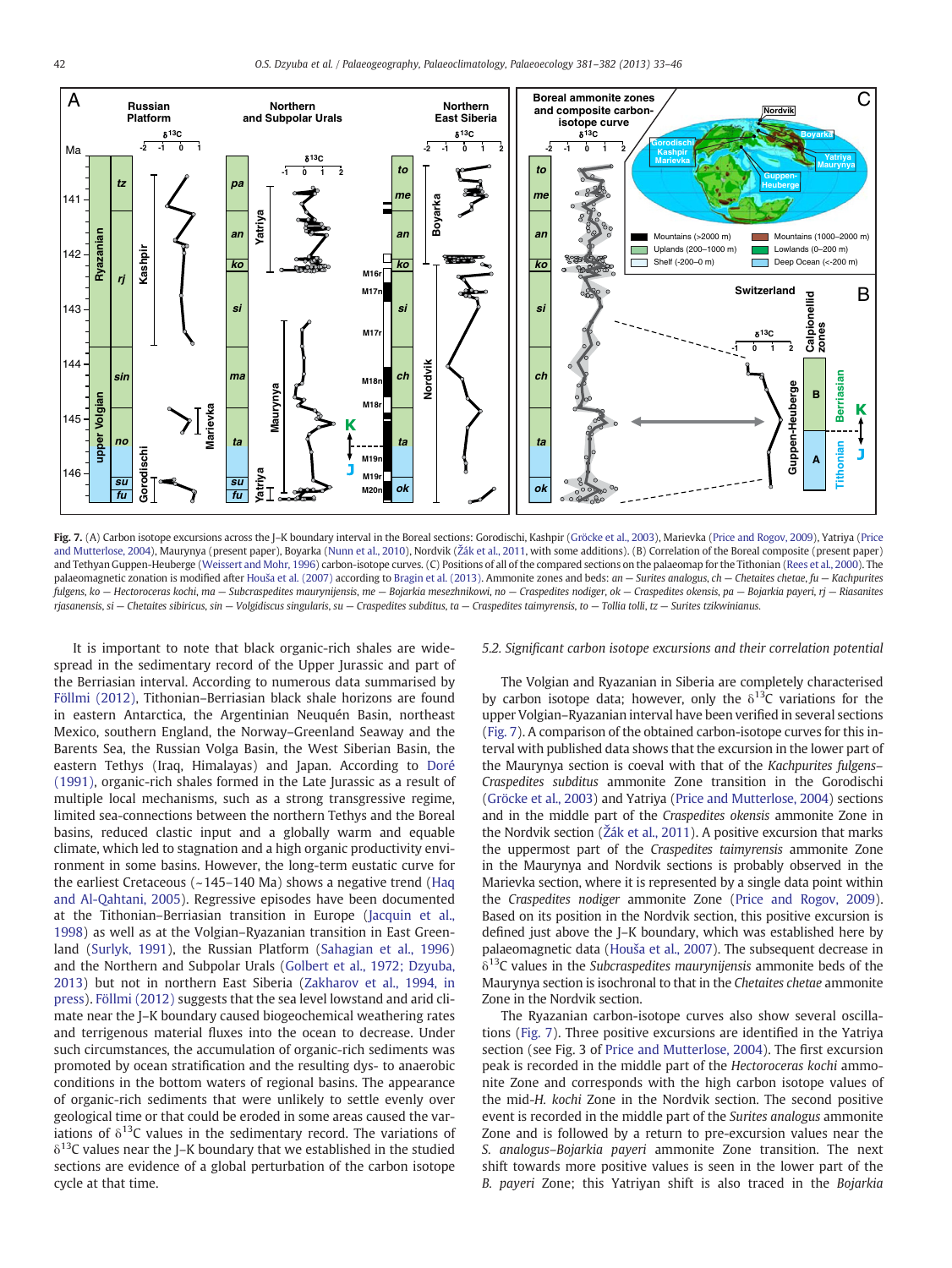Fig. 7. (A) Carbon isotope excursions across the J–K boundary interval in the Boreal sections: Gorodischi, Kashpir (Gröcke et al., 2003), Marievka (Price and Rogov, 2009), Yatriya (Price and Mutterlose, 2004), Maurynya (present paper), Boyarka (Nunn et al., 2010), Nordvik (Žák et al., 2011, with some additions). (B) Correlation of the Boreal composite (present paper) and Tethyan Guppen-Heuberge (Weissert and Mohr, 1996) carbon-isotope curves. (C) Positions of all of the compared sections on the palaeomap for the Tithonian (Rees et al., 2000). The palaeomagnetic zonation is modified after Houša et al. (2007) according to Bragin et al. (2013). Ammonite zones and beds: *an* — *Surites analogus*, *ch* — *Chetaites chetae*, *fu* — *Kachpurites fulgens*, *ko* — *Hectoroceras kochi*, *ma* — *Subcraspedites maurynijensis*, *me* — *Bojarkia mesezhnikowi*, *no* — *Craspedites nodiger*, *ok* — *Craspedites okensis*, *pa* — *Bojarkia payeri*, *rj* — *Riasanites rjasanensis*, *si* — *Chetaites sibiricus*, *sin* — *Volgidiscus singularis*, *su* — *Craspedites subditus*, *ta* — *Craspedites taimyrensis*, *to* — *Tollia tolli*, *tz* — *Surites tzikwinianus*.

It is important to note that black organic-rich shales are widespread in the sedimentary record of the Upper Jurassic and part of the Berriasian interval. According to numerous data summarised by Föllmi (2012), Tithonian–Berriasian black shale horizons are found in eastern Antarctica, the Argentinian Neuquén Basin, northeast Mexico, southern England, the Norway–Greenland Seaway and the Barents Sea, the Russian Volga Basin, the West Siberian Basin, the eastern Tethys (Iraq, Himalayas) and Japan. According to Doré (1991), organic-rich shales formed in the Late Jurassic as a result of multiple local mechanisms, such as a strong transgressive regime, limited sea-connections between the northern Tethys and the Boreal basins, reduced clastic input and a globally warm and equable climate, which led to stagnation and a high organic productivity environment in some basins. However, the long-term eustatic curve for the earliest Cretaceous (~145–140 Ma) shows a negative trend (Haq and Al-Qahtani, 2005). Regressive episodes have been documented at the Tithonian–Berriasian transition in Europe (Jacquin et al., 1998) as well as at the Volgian–Ryazanian transition in East Greenland (Surlyk, 1991), the Russian Platform (Sahagian et al., 1996) and the Northern and Subpolar Urals (Golbert et al., 1972; Dzyuba, 2013) but not in northern East Siberia (Zakharov et al., 1994, in press). Föllmi (2012) suggests that the sea level lowstand and arid climate near the J–K boundary caused biogeochemical weathering rates and terrigenous material fluxes into the ocean to decrease. Under such circumstances, the accumulation of organic-rich sediments was promoted by ocean stratification and the resulting dys- to anaerobic conditions in the bottom waters of regional basins. The appearance of organic-rich sediments that were unlikely to settle evenly over geological time or that could be eroded in some areas caused the variations of $\delta^{13}C$ values in the sedimentary record. The variations of $\delta^{13}C$ values near the J–K boundary that we established in the studied sections are evidence of a global perturbation of the carbon isotope cycle at that time.

### 5.2. Significant carbon isotope excursions and their correlation potential

The Volgian and Ryazanian in Siberia are completely characterised by carbon isotope data; however, only the $\delta^{13}C$ variations for the upper Volgian–Ryazanian interval have been verified in several sections (Fig. 7). A comparison of the obtained carbon-isotope curves for this interval with published data shows that the excursion in the lower part of the Maurynya section is coeval with that of the *Kachpurites fulgens*–*Craspedites subditus* ammonite Zone transition in the Gorodischi (Gröcke et al., 2003) and Yatriya (Price and Mutterlose, 2004) sections and in the middle part of the *Craspedites okensis* ammonite Zone in the Nordvik section (Žák et al., 2011). A positive excursion that marks the uppermost part of the *Craspedites taimyrensis* ammonite Zone in the Maurynya and Nordvik sections is probably observed in the Marievka section, where it is represented by a single data point within the *Craspedites nodiger* ammonite Zone (Price and Rogov, 2009). Based on its position in the Nordvik section, this positive excursion is defined just above the J–K boundary, which was established here by palaeomagnetic data (Houša et al., 2007). The subsequent decrease in $\delta^{13}C$ values in the *Subcraspedites maurynijensis* ammonite beds of the Maurynya section is isochronal to that in the *Chetaites chetae* ammonite Zone in the Nordvik section.

The Ryazanian carbon-isotope curves also show several oscillations (Fig. 7). Three positive excursions are identified in the Yatriya section (see Fig. 3 of Price and Mutterlose, 2004). The first excursion peak is recorded in the middle part of the *Hectoroceras kochi* ammonite Zone and corresponds with the high carbon isotope values of the mid-*H. kochi* Zone in the Nordvik section. The second positive event is recorded in the middle part of the *Surites analogus* ammonite Zone and is followed by a return to pre-excursion values near the *S. analogus*–*Bojarkia payeri* ammonite Zone transition. The next shift towards more positive values is seen in the lower part of the *B. payeri* Zone; this Yatriyan shift is also traced in the *Bojarkia*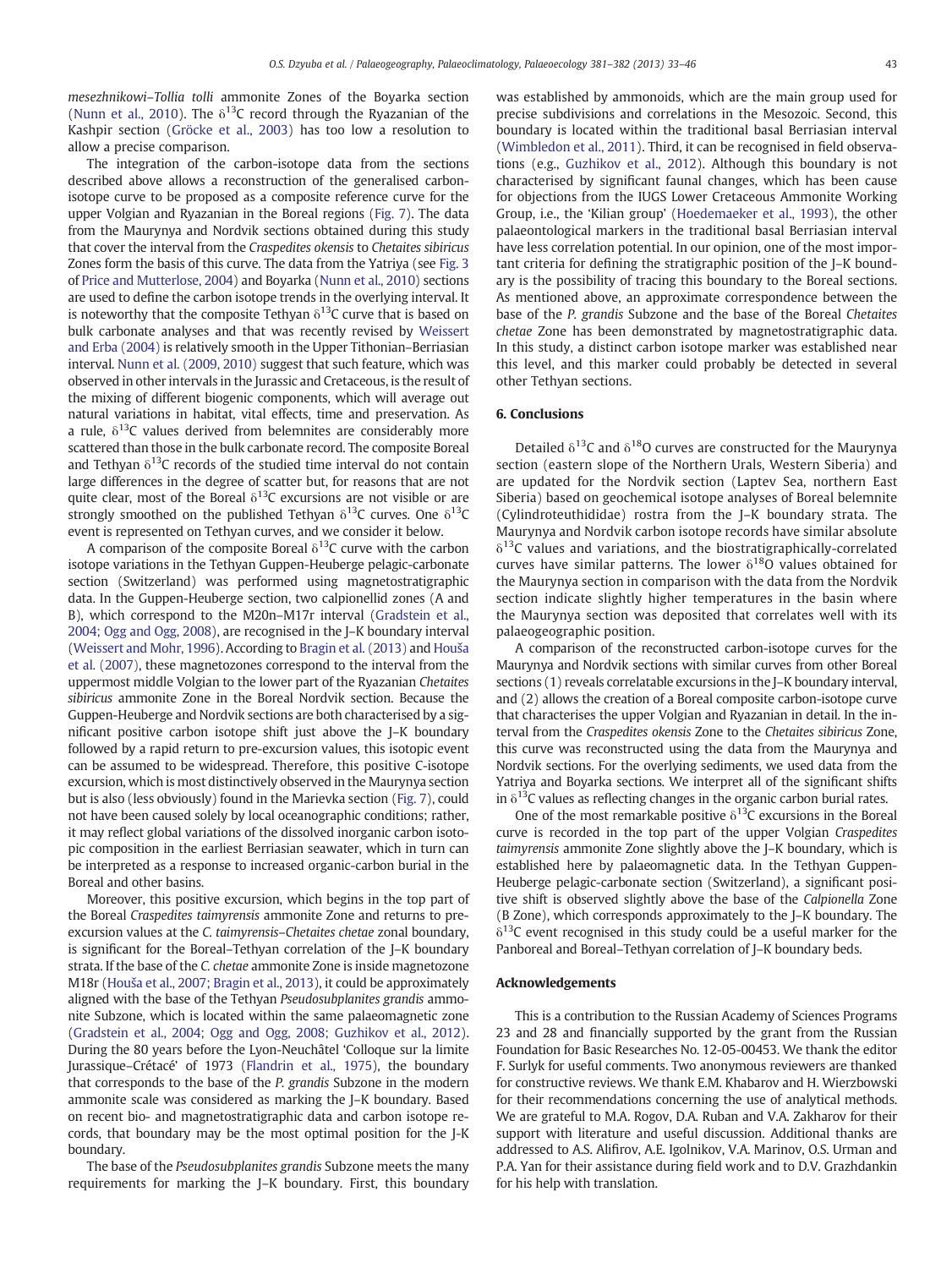*mesezhnikowi*–*Tollia tolli* ammonite Zones of the Boyarka section (Nunn et al., 2010). The $\delta^{13}$C record through the Ryazanian of the Kashpir section (Gröcke et al., 2003) has too low a resolution to allow a precise comparison.

The integration of the carbon-isotope data from the sections described above allows a reconstruction of the generalised carbon-isotope curve to be proposed as a composite reference curve for the upper Volgian and Ryazanian in the Boreal regions (Fig. 7). The data from the Maurynya and Nordvik sections obtained during this study that cover the interval from the *Craspedites okensis* to *Chetaites sibiricus* Zones form the basis of this curve. The data from the Yatriya (see Fig. 3 of Price and Mutterlose, 2004) and Boyarka (Nunn et al., 2010) sections are used to define the carbon isotope trends in the overlying interval. It is noteworthy that the composite Tethyan $\delta^{13}$C curve that is based on bulk carbonate analyses and that was recently revised by Weissert and Erba (2004) is relatively smooth in the Upper Tithonian–Berriasian interval. Nunn et al. (2009, 2010) suggest that such feature, which was observed in other intervals in the Jurassic and Cretaceous, is the result of the mixing of different biogenic components, which will average out natural variations in habitat, vital effects, time and preservation. As a rule, $\delta^{13}$C values derived from belemnites are considerably more scattered than those in the bulk carbonate record. The composite Boreal and Tethyan $\delta^{13}$C records of the studied time interval do not contain large differences in the degree of scatter but, for reasons that are not quite clear, most of the Boreal $\delta^{13}$C excursions are not visible or are strongly smoothed on the published Tethyan $\delta^{13}$C curves. One $\delta^{13}$C event is represented on Tethyan curves, and we consider it below.

A comparison of the composite Boreal $\delta^{13}$C curve with the carbon isotope variations in the Tethyan Guppen-Heuberge pelagic-carbonate section (Switzerland) was performed using magnetostratigraphic data. In the Guppen-Heuberge section, two calpionellid zones (A and B), which correspond to the M20n–M17r interval (Gradstein et al., 2004; Ogg and Ogg, 2008), are recognised in the J–K boundary interval (Weissert and Mohr, 1996). According to Bragin et al. (2013) and Houša et al. (2007), these magnetozones correspond to the interval from the uppermost middle Volgian to the lower part of the Ryazanian *Chetaites sibiricus* ammonite Zone in the Boreal Nordvik section. Because the Guppen-Heuberge and Nordvik sections are both characterised by a significant positive carbon isotope shift just above the J–K boundary followed by a rapid return to pre-excursion values, this isotopic event can be assumed to be widespread. Therefore, this positive C-isotope excursion, which is most distinctively observed in the Maurynya section but is also (less obviously) found in the Marievka section (Fig. 7), could not have been caused solely by local oceanographic conditions; rather, it may reflect global variations of the dissolved inorganic carbon isotopic composition in the earliest Berriasian seawater, which in turn can be interpreted as a response to increased organic-carbon burial in the Boreal and other basins.

Moreover, this positive excursion, which begins in the top part of the Boreal *Craspedites taimyrensis* ammonite Zone and returns to pre-excursion values at the *C. taimyrensis*–*Chetaites chetae* zonal boundary, is significant for the Boreal–Tethyan correlation of the J–K boundary strata. If the base of the *C. chetae* ammonite Zone is inside magnetozone M18r (Houša et al., 2007; Bragin et al., 2013), it could be approximately aligned with the base of the Tethyan *Pseudosubplanites grandis* ammonite Subzone, which is located within the same palaeomagnetic zone (Gradstein et al., 2004; Ogg and Ogg, 2008; Guzhikov et al., 2012). During the 80 years before the Lyon-Neuchâtel 'Colloque sur la limite Jurassique–Crétacé' of 1973 (Flandrin et al., 1975), the boundary that corresponds to the base of the *P. grandis* Subzone in the modern ammonite scale was considered as marking the J–K boundary. Based on recent bio- and magnetostratigraphic data and carbon isotope records, that boundary may be the most optimal position for the J-K boundary.

The base of the *Pseudosubplanites grandis* Subzone meets the many requirements for marking the J–K boundary. First, this boundary was established by ammonoids, which are the main group used for precise subdivisions and correlations in the Mesozoic. Second, this boundary is located within the traditional basal Berriasian interval (Wimbledon et al., 2011). Third, it can be recognised in field observations (e.g., Guzhikov et al., 2012). Although this boundary is not characterised by significant faunal changes, which has been cause for objections from the IUGS Lower Cretaceous Ammonite Working Group, i.e., the 'Kilian group' (Hoedemaeker et al., 1993), the other palaeontological markers in the traditional basal Berriasian interval have less correlation potential. In our opinion, one of the most important criteria for defining the stratigraphic position of the J–K boundary is the possibility of tracing this boundary to the Boreal sections. As mentioned above, an approximate correspondence between the base of the *P. grandis* Subzone and the base of the Boreal *Chetaites chetae* Zone has been demonstrated by magnetostratigraphic data. In this study, a distinct carbon isotope marker was established near this level, and this marker could probably be detected in several other Tethyan sections.

## 6. Conclusions

Detailed $\delta^{13}$C and $\delta^{18}$O curves are constructed for the Maurynya section (eastern slope of the Northern Urals, Western Siberia) and are updated for the Nordvik section (Laptev Sea, northern East Siberia) based on geochemical isotope analyses of Boreal belemnite (Cylindroteuthididae) rostra from the J–K boundary strata. The Maurynya and Nordvik carbon isotope records have similar absolute $\delta^{13}$C values and variations, and the biostratigraphically-correlated curves have similar patterns. The lower $\delta^{18}$O values obtained for the Maurynya section in comparison with the data from the Nordvik section indicate slightly higher temperatures in the basin where the Maurynya section was deposited that correlates well with its palaeogeographic position.

A comparison of the reconstructed carbon-isotope curves for the Maurynya and Nordvik sections with similar curves from other Boreal sections (1) reveals correlatable excursions in the J–K boundary interval, and (2) allows the creation of a Boreal composite carbon-isotope curve that characterises the upper Volgian and Ryazanian in detail. In the interval from the *Craspedites okensis* Zone to the *Chetaites sibiricus* Zone, this curve was reconstructed using the data from the Maurynya and Nordvik sections. For the overlying sediments, we used data from the Yatriya and Boyarka sections. We interpret all of the significant shifts in $\delta^{13}$C values as reflecting changes in the organic carbon burial rates.

One of the most remarkable positive $\delta^{13}$C excursions in the Boreal curve is recorded in the top part of the upper Volgian *Craspedites taimyrensis* ammonite Zone slightly above the J–K boundary, which is established here by palaeomagnetic data. In the Tethyan Guppen-Heuberge pelagic-carbonate section (Switzerland), a significant positive shift is observed slightly above the base of the *Calpionella* Zone (B Zone), which corresponds approximately to the J–K boundary. The $\delta^{13}$C event recognised in this study could be a useful marker for the Panboreal and Boreal–Tethyan correlation of J–K boundary beds.

## Acknowledgements

This is a contribution to the Russian Academy of Sciences Programs 23 and 28 and financially supported by the grant from the Russian Foundation for Basic Researches No. 12-05-00453. We thank the editor F. Surlyk for useful comments. Two anonymous reviewers are thanked for constructive reviews. We thank E.M. Khabarov and H. Wierzbowski for their recommendations concerning the use of analytical methods. We are grateful to M.A. Rogov, D.A. Ruban and V.A. Zakharov for their support with literature and useful discussion. Additional thanks are addressed to A.S. Alifirov, A.E. Igolnikov, V.A. Marinov, O.S. Urman and P.A. Yan for their assistance during field work and to D.V. Grazhdankin for his help with translation.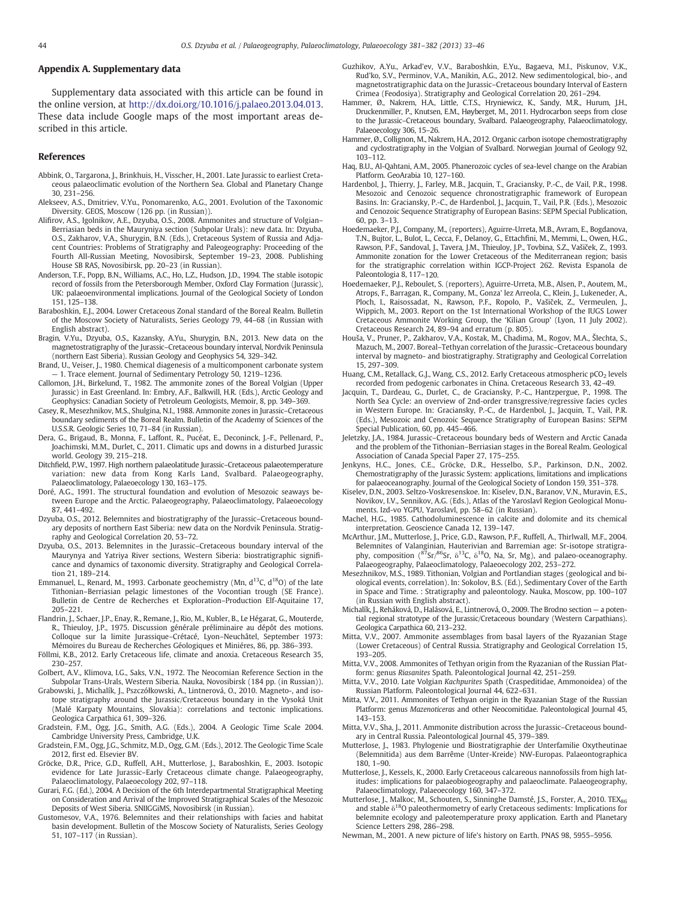## Appendix A. Supplementary data

Supplementary data associated with this article can be found in the online version, at http://dx.doi.org/10.1016/j.palaeo.2013.04.013. These data include Google maps of the most important areas described in this article.

## References

Abbink, O., Targarona, J., Brinkhuis, H., Visscher, H., 2001. Late Jurassic to earliest Cretaceous palaeoclimatic evolution of the Northern Sea. Global and Planetary Change 30, 231–256.

Alekseev, A.S., Dmitriev, V.Yu., Ponomarenko, A.G., 2001. Evolution of the Taxonomic Diversity. GEOS, Moscow (126 pp. (in Russian)).

Alifirov, A.S., Igolnikov, A.E., Dzyuba, O.S., 2008. Ammonites and structure of Volgian–Berriasian beds in the Mauryniya section (Subpolar Urals): new data. In: Dzyuba, O.S., Zakharov, V.A., Shurygin, B.N. (Eds.), Cretaceous System of Russia and Adjacent Countries: Problems of Stratigraphy and Paleogeography: Proceeding of the Fourth All-Russian Meeting, Novosibirsk, September 19–23, 2008. Publishing House SB RAS, Novosibirsk, pp. 20–23 (in Russian).

Anderson, T.F., Popp, B.N., Williams, A.C., Ho, L.Z., Hudson, J.D., 1994. The stable isotopic record of fossils from the Petersborough Member, Oxford Clay Formation (Jurassic), UK: palaeoenvironmental implications. Journal of the Geological Society of London 151, 125–138.

Baraboshkin, E.J., 2004. Lower Cretaceous Zonal standard of the Boreal Realm. Bulletin of the Moscow Society of Naturalists, Series Geology 79, 44–68 (in Russian with English abstract).

Bragin, V.Yu., Dzyuba, O.S., Kazansky, A.Yu., Shurygin, B.N., 2013. New data on the magnetostratigraphy of the Jurassic–Cretaceous boundary interval, Nordvik Peninsula (northern East Siberia). Russian Geology and Geophysics 54, 329–342.

Brand, U., Veiser, J., 1980. Chemical diagenesis of a multicomponent carbonate system — 1. Trace element. Journal of Sedimentary Petrology 50, 1219–1236.

Callomon, J.H., Birkelund, T., 1982. The ammonite zones of the Boreal Volgian (Upper Jurassic) in East Greenland. In: Embry, A.F., Balkwill, H.R. (Eds.), Arctic Geology and Geophysics: Canadian Society of Petroleum Geologists, Memoir, 8, pp. 349–369.

Casey, R., Mesezhnikov, M.S., Shulgina, N.I., 1988. Ammonite zones in Jurassic–Cretaceous boundary sediments of the Boreal Realm. Bulletin of the Academy of Sciences of the U.S.S.R. Geologic Series 10, 71–84 (in Russian).

Dera, G., Brigaud, B., Monna, F., Laffont, R., Pucéat, E., Deconinck, J.-F., Pellenard, P., Joachimski, M.M., Durlet, C., 2011. Climatic ups and downs in a disturbed Jurassic world. Geology 39, 215–218.

Ditchfield, P.W., 1997. High northern palaeolatitude Jurassic–Cretaceous palaeotemperature variation: new data from Kong Karls Land, Svalbard. Palaeogeography, Palaeoclimatology, Palaeoecology 130, 163–175.

Doré, A.G., 1991. The structural foundation and evolution of Mesozoic seaways between Europe and the Arctic. Palaeogeography, Palaeoclimatology, Palaeoecology 87, 441–492.

Dzyuba, O.S., 2012. Belemnites and biostratigraphy of the Jurassic–Cretaceous boundary deposits of northern East Siberia: new data on the Nordvik Peninsula. Stratigraphy and Geological Correlation 20, 53–72.

Dzyuba, O.S., 2013. Belemnites in the Jurassic–Cretaceous boundary interval of the Mauryniya and Yatriya River sections, Western Siberia: biostratigraphic significance and dynamics of taxonomic diversity. Stratigraphy and Geological Correlation 21, 189–214.

Emmanuel, L., Renard, M., 1993. Carbonate geochemistry (Mn, d$^{13}$C, d$^{18}$O) of the late Tithonian–Berriasian pelagic limestones of the Vocontian trough (SE France). Bulletin de Centre de Recherches et Exploration–Production Elf-Aquitaine 17, 205–221.

Flandrin, J., Schaer, J.P., Enay, R., Remane, J., Rio, M., Kubler, B., Le Hégarat, G., Mouterde, R., Thieuloy, J.P., 1975. Discussion générale préliminaire au dépôt des motions. Colloque sur la limite Jurassique–Crétacé, Lyon–Neuchâtel, September 1973: Mémoires du Bureau de Recherches Géologiques et Miniéres, 86, pp. 386–393.

Föllmi, K.B., 2012. Early Cretaceous life, climate and anoxia. Cretaceous Research 35, 230–257.

Golbert, A.V., Klimova, I.G., Saks, V.N., 1972. The Neocomian Reference Section in the Subpolar Trans-Urals, Western Siberia. Nauka, Novosibirsk (184 pp. (in Russian)).

Grabowski, J., Michalík, J., Pszczółkowski, A., Lintnerová, O., 2010. Magneto-, and isotope stratigraphy around the Jurassic/Cretaceous boundary in the Vysoká Unit (Malé Karpaty Mountains, Slovakia): correlations and tectonic implications. Geologica Carpathica 61, 309–326.

Gradstein, F.M., Ogg, J.G., Smith, A.G. (Eds.), 2004. A Geologic Time Scale 2004. Cambridge University Press, Cambridge, U.K.

Gradstein, F.M., Ogg, J.G., Schmitz, M.D., Ogg, G.M. (Eds.), 2012. The Geologic Time Scale 2012, first ed. Elsevier BV.

Gröcke, D.R., Price, G.D., Ruffell, A.H., Mutterlose, J., Baraboshkin, E., 2003. Isotopic evidence for Late Jurassic–Early Cretaceous climate change. Palaeogeography, Palaeoclimatology, Palaeoecology 202, 97–118.

Gurari, F.G. (Ed.), 2004. A Decision of the 6th Interdepartmental Stratigraphical Meeting on Consideration and Arrival of the Improved Stratigraphical Scales of the Mesozoic Deposits of West Siberia. SNIIGGiMS, Novosibirsk (in Russian).

Gustomesov, V.A., 1976. Belemnites and their relationships with facies and habitat basin development. Bulletin of the Moscow Society of Naturalists, Series Geology 51, 107–117 (in Russian).

Guzhikov, A.Yu., Arkad'ev, V.V., Baraboshkin, E.Yu., Bagaeva, M.I., Piskunov, V.K., Rud'ko, S.V., Perminov, V.A., Manikin, A.G., 2012. New sedimentological, bio-, and magnetostratigraphic data on the Jurassic–Cretaceous boundary Interval of Eastern Crimea (Feodosiya). Stratigraphy and Geological Correlation 20, 261–294.

Hammer, Ø., Nakrem, H.A., Little, C.T.S., Hryniewicz, K., Sandy, M.R., Hurum, J.H., Druckenmiller, P., Knutsen, E.M., Høyberget, M., 2011. Hydrocarbon seeps from close to the Jurassic–Cretaceous boundary, Svalbard. Palaeogeography, Palaeoclimatology, Palaeoecology 306, 15–26.

Hammer, Ø., Collignon, M., Nakrem, H.A., 2012. Organic carbon isotope chemostratigraphy and cyclostratigraphy in the Volgian of Svalbard. Norwegian Journal of Geology 92, 103–112.

Haq, B.U., Al-Qahtani, A.M., 2005. Phanerozoic cycles of sea-level change on the Arabian Platform. GeoArabia 10, 127–160.

Hardenbol, J., Thierry, J., Farley, M.B., Jacquin, T., Graciansky, P.-C., de Vail, P.R., 1998. Mesozoic and Cenozoic sequence chronostratigraphic framework of European Basins. In: Graciansky, P.-C., de Hardenbol, J., Jacquin, T., Vail, P.R. (Eds.), Mesozoic and Cenozoic Sequence Stratigraphy of European Basins: SEPM Special Publication, 60, pp. 3–13.

Hoedemaeker, P.J., Company, M., (reporters), Aguirre-Urreta, M.B., Avram, E., Bogdanova, T.N., Bujtor, L., Bulot, L., Cecca, F., Delanoy, G., Ettachfini, M., Memmi, L., Owen, H.G., Rawson, P.F., Sandoval, J., Tavera, J.M., Thieuloy, J.P., Tovbina, S.Z., Vašiček, Z., 1993. Ammonite zonation for the Lower Cretaceous of the Mediterranean region; basis for the stratigraphic correlation within IGCP-Project 262. Revista Espanola de Paleontologia 8, 117–120.

Hoedemaeker, P.J., Reboulet, S. (reporters), Aguirre-Urreta, M.B., Alsen, P., Aoutem, M., Atrops, F., Barragan, R., Company, M., Gonza' lez Arreola, C., Klein, J., Lukeneder, A., Ploch, I., Raisossadat, N., Rawson, P., Ropolo, P., Vašiček, Z., Vermeulen, J., Wippich, M., 2003. Report on the 1st International Workshop of the IUGS Lower Cretaceous Ammonite Working Group, the 'Kilian Group' (Lyon, 11 July 2002). Cretaceous Research 24, 89–94 and erratum (p. 805).

Houša, V., Pruner, P., Zakharov, V.A., Kostak, M., Chadima, M., Rogov, M.A., Šlechta, S., Mazuch, M., 2007. Boreal–Tethyan correlation of the Jurassic–Cretaceous boundary interval by magneto- and biostratigraphy. Stratigraphy and Geological Correlation 15, 297–309.

Huang, C.M., Retallack, G.J., Wang, C.S., 2012. Early Cretaceous atmospheric p$CO_2$ levels recorded from pedogenic carbonates in China. Cretaceous Research 33, 42–49.

Jacquin, T., Dardeau, G., Durlet, C., de Graciansky, P.-C., Hantzpergue, P., 1998. The North Sea Cycle: an overview of 2nd-order transgressive/regressive facies cycles in Western Europe. In: Graciansky, P.-C., de Hardenbol, J., Jacquin, T., Vail, P.R. (Eds.), Mesozoic and Cenozoic Sequence Stratigraphy of European Basins: SEPM Special Publication, 60, pp. 445–466.

Jeletzky, J.A., 1984. Jurassic–Cretaceous boundary beds of Western and Arctic Canada and the problem of the Tithonian–Berriasian stages in the Boreal Realm. Geological Association of Canada Special Paper 27, 175–255.

Jenkyns, H.C., Jones, C.E., Gröcke, D.R., Hesselbo, S.P., Parkinson, D.N., 2002. Chemostratigraphy of the Jurassic System: applications, limitations and implications for palaeoceanography. Journal of the Geological Society of London 159, 351–378.

Kiselev, D.N., 2003. Seltzo-Voskresenskoe. In: Kiselev, D.N., Baranov, V.N., Muravin, E.S., Novikov, I.V., Sennikov, A.G. (Eds.), Atlas of the Yaroslavl Region Geological Monuments. Izd-vo YGPU, Yaroslavl, pp. 58–62 (in Russian).

Machel, H.G., 1985. Cathodoluminescence in calcite and dolomite and its chemical interpretation. Geoscience Canada 12, 139–147.

McArthur, J.M., Mutterlose, J., Price, G.D., Rawson, P.F., Ruffell, A., Thirlwall, M.F., 2004. Belemnites of Valanginian, Hauterivian and Barremian age: Sr-isotope stratigraphy, composition ($^{87}$Sr/$^{86}$Sr, $\delta^{13}$C, $\delta^{18}$O, Na, Sr, Mg), and palaeo-oceanography. Palaeogeography, Palaeoclimatology, Palaeoecology 202, 253–272.

Mesezhnikov, M.S., 1989. Tithonian, Volgian and Portlandian stages (geological and biological events, correlation). In: Sokolov, B.S. (Ed.), Sedimentary Cover of the Earth in Space and Time. : Stratigraphy and paleontology. Nauka, Moscow, pp. 100–107 (in Russian with English abstract).

Michalík, J., Reháková, D., Halásová, E., Lintnerová, O., 2009. The Brodno section — a potential regional stratotype of the Jurassic/Cretaceous boundary (Western Carpathians). Geologica Carpathica 60, 213–232.

Mitta, V.V., 2007. Ammonite assemblages from basal layers of the Ryazanian Stage (Lower Cretaceous) of Central Russia. Stratigraphy and Geological Correlation 15, 193–205.

Mitta, V.V., 2008. Ammonites of Tethyan origin from the Ryazanian of the Russian Platform: genus *Riasanites* Spath. Paleontological Journal 42, 251–259.

Mitta, V.V., 2010. Late Volgian *Kachpurites* Spath (Craspeditidae, Ammonoidea) of the Russian Platform. Paleontological Journal 44, 622–631.

Mitta, V.V., 2011. Ammonites of Tethyan origin in the Ryazanian Stage of the Russian Platform: genus *Mazenoticeras* and other Neocomitidae. Paleontological Journal 45, 143–153.

Mitta, V.V., Sha, J., 2011. Ammonite distribution across the Jurassic–Cretaceous boundary in Central Russia. Paleontological Journal 45, 379–389.

Mutterlose, J., 1983. Phylogenie und Biostratigraphie der Unterfamilie Oxytheutinae (Belemnitida) aus dem Barrême (Unter-Kreide) NW-Europas. Palaeontographica 180, 1–90.

Mutterlose, J., Kessels, K., 2000. Early Cretaceous calcareous nannofossils from high latitudes: implications for palaeobiogeography and palaeoclimate. Palaeogeography, Palaeoclimatology, Palaeoecology 160, 347–372.

Mutterlose, J., Malkoc, M., Schouten, S., Sinninghe Damsté, J.S., Forster, A., 2010. $TEX_{86}$ and stable $\delta^{18}$O paleothermometry of early Cretaceous sediments: Implications for belemnite ecology and paleotemperature proxy application. Earth and Planetary Science Letters 298, 286–298.

Newman, M., 2001. A new picture of life's history on Earth. PNAS 98, 5955–5956.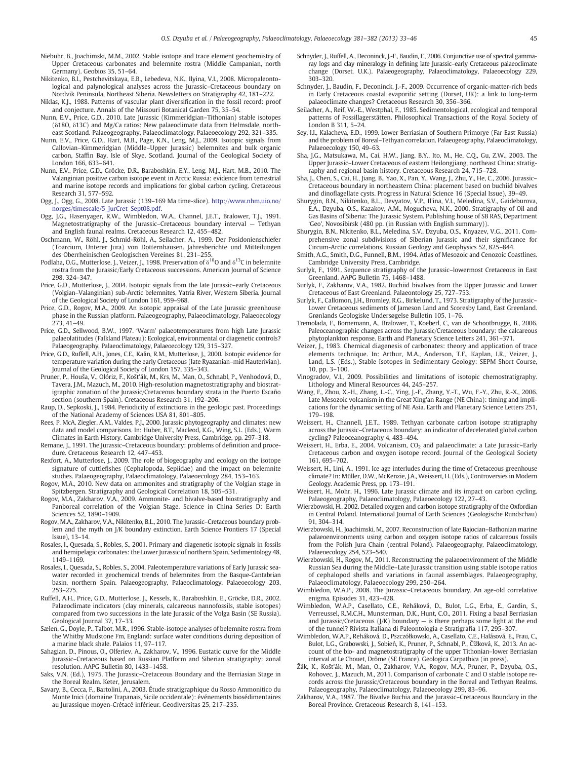Niebuhr, B., Joachimski, M.M., 2002. Stable isotope and trace element geochemistry of Upper Cretaceous carbonates and belemnite rostra (Middle Campanian, north Germany). Geobios 35, 51–64.

Nikitenko, B.I., Pestchevitskaya, E.B., Lebedeva, N.K., Ilyina, V.I., 2008. Micropalaeontological and palynological analyses across the Jurassic–Cretaceous boundary on Nordvik Peninsula, Northeast Siberia. Newsletters on Stratigraphy 42, 181–222.

Niklas, K.J., 1988. Patterns of vascular plant diversification in the fossil record: proof and conjecture. Annals of the Missouri Botanical Garden 75, 35–54.

Nunn, E.V., Price, G.D., 2010. Late Jurassic (Kimmeridgian–Tithonian) stable isotopes (δ18O, δ13C) and Mg/Ca ratios: New palaeoclimate data from Helmsdale, northeast Scotland. Palaeogeography, Palaeoclimatology, Palaeoecology 292, 321–335.

Nunn, E.V., Price, G.D., Hart, M.B., Page, K.N., Leng, M.J., 2009. Isotopic signals from Callovian–Kimmeridgian (Middle–Upper Jurassic) belemnites and bulk organic carbon, Staffin Bay, Isle of Skye, Scotland. Journal of the Geological Society of London 166, 633–641.

Nunn, E.V., Price, G.D., Gröcke, D.R., Baraboshkin, E.Y., Leng, M.J., Hart, M.B., 2010. The Valanginian positive carbon isotope event in Arctic Russia: evidence from terrestrial and marine isotope records and implications for global carbon cycling. Cretaceous Research 31, 577–592.

Ogg, J., Ogg, G., 2008. Late Jurassic (139–169 Ma time-slice). http://www.nhm.uio.no/norges/timescale/5_JurCret_Sept08.pdf.

Ogg, J.G., Hasenyager, R.W., Wimbledon, W.A., Channel, J.E.T., Bralower, T.J., 1991. Magnetostratigraphy of the Jurassic–Cretaceous boundary interval — Tethyan and English faunal realms. Cretaceous Research 12, 455–482.

Oschmann, W., Röhl, J., Schmid-Röhl, A., Seilacher, A., 1999. Der Posidonienschiefer (Toarcium, Unterer Jura) von Dotternhausen. Jahresberichte und Mitteilungen des Oberrheinischen Geologischen Vereines 81, 231–255.

Podlaha, O.G., Mutterlose, J., Veizer, J., 1998. Preservation of $\delta^{18}$O and $\delta^{13}$C in belemnite rostra from the Jurassic/Early Cretaceous successions. American Journal of Science 298, 324–347.

Price, G.D., Mutterlose, J., 2004. Isotopic signals from the late Jurassic–early Cretaceous (Volgian–Valanginian) sub-Arctic belemnites, Yatria River, Western Siberia. Journal of the Geological Society of London 161, 959–968.

Price, G.D., Rogov, M.A., 2009. An isotopic appraisal of the Late Jurassic greenhouse phase in the Russian platform. Palaeogeography, Palaeoclimatology, Palaeoecology 273, 41–49.

Price, G.D., Sellwood, B.W., 1997. 'Warm' palaeotemperatures from high Late Jurassic palaeolatitudes (Falkland Plateau): Ecological, environmental or diagenetic controls? Palaeogeography, Palaeoclimatology, Palaeoecology 129, 315–327.

Price, G.D., Ruffell, A.H., Jones, C.E., Kalin, R.M., Mutterlose, J., 2000. Isotopic evidence for temperature variation during the early Cretaceous (late Ryazanian–mid Hauterivian). Journal of the Geological Society of London 157, 335–343.

Pruner, P., Houša, V., Olóriz, F., Košťák, M., Krs, M., Man, O., Schnabl, P., Venhodová, D., Tavera, J.M., Mazuch, M., 2010. High-resolution magnetostratigraphy and biostratigraphic zonation of the Jurassic/Cretaceous boundary strata in the Puerto Escaño section (southern Spain). Cretaceous Research 31, 192–206.

Raup, D., Sepkoski, J., 1984. Periodicity of extinctions in the geologic past. Proceedings of the National Academy of Sciences USA 81, 801–805.

Rees, P. McA, Ziegler, A.M., Valdes, P.J., 2000. Jurassic phytogeography and climates: new data and model comparisons. In: Huber, B.T., Macleod, K.G., Wing, S.L. (Eds.), Warm Climates in Earth History. Cambridge University Press, Cambridge, pp. 297–318.

Remane, J., 1991. The Jurassic–Cretaceous boundary: problems of definition and procedure. Cretaceous Research 12, 447–453.

Rexfort, A., Mutterlose, J., 2009. The role of biogeography and ecology on the isotope signature of cuttlefishes (Cephalopoda, Sepiidae) and the impact on belemnite studies. Palaeogeography, Palaeoclimatology, Palaeoecology 284, 153–163.

Rogov, M.A., 2010. New data on ammonites and stratigraphy of the Volgian stage in Spitzbergen. Stratigraphy and Geological Correlation 18, 505–531.

Rogov, M.A., Zakharov, V.A., 2009. Ammonite- and bivalve-based biostratigraphy and Panboreal correlation of the Volgian Stage. Science in China Series D: Earth Sciences 52, 1890–1909.

Rogov, M.A., Zakharov, V.A., Nikitenko, B.L., 2010. The Jurassic–Cretaceous boundary problem and the myth on J/K boundary extinction. Earth Science Frontiers 17 (Special Issue), 13–14.

Rosales, I., Quesada, S., Robles, S., 2001. Primary and diagenetic isotopic signals in fossils and hemipelagic carbonates: the Lower Jurassic of northern Spain. Sedimentology 48, 1149–1169.

Rosales, I., Quesada, S., Robles, S., 2004. Paleotemperature variations of Early Jurassic seawater recorded in geochemical trends of belemnites from the Basque-Cantabrian basin, northern Spain. Palaeogeography, Palaeoclimatology, Palaeoecology 203, 253–275.

Ruffell, A.H., Price, G.D., Mutterlose, J., Kessels, K., Baraboshkin, E., Gröcke, D.R., 2002. Palaeoclimate indicators (clay minerals, calcareous nannofossils, stable isotopes) compared from two successions in the late Jurassic of the Volga Basin (SE Russia). Geological Journal 37, 17–33.

Sælen, G., Doyle, P., Talbot, M.R., 1996. Stable-isotope analyses of belemnite rostra from the Whitby Mudstone Fm, England: surface water conditions during deposition of a marine black shale. Palaios 11, 97–117.

Sahagian, D., Pinous, O., Olferiev, A., Zakharov, V., 1996. Eustatic curve for the Middle Jurassic–Cretaceous based on Russian Platform and Siberian stratigraphy: zonal resolution. AAPG Bulletin 80, 1433–1458.

Saks, V.N. (Ed.), 1975. The Jurassic–Cretaceous Boundary and the Berriasian Stage in the Boreal Realm. Keter, Jerusalem.

Savary, B., Cecca, F., Bartolini, A., 2003. Étude stratigraphique du Rosso Ammonitico du Monte Inici (domaine Trapanais, Sicile occidentale): événements biosédimentaires au Jurassique moyen-Crétacé inférieur. Geodiversitas 25, 217–235.

Schnyder, J., Ruffell, A., Deconinck, J.-F., Baudin, F., 2006. Conjunctive use of spectral gamma-ray logs and clay mineralogy in defining late Jurassic–early Cretaceous palaeoclimate change (Dorset, U.K.). Palaeogeography, Palaeoclimatology, Palaeoecology 229, 303–320.

Schnyder, J., Baudin, F., Deconinck, J.-F., 2009. Occurrence of organic-matter-rich beds in Early Cretaceous coastal evaporitic setting (Dorset, UK): a link to long-term palaeoclimate changes? Cretaceous Research 30, 356–366.

Seilacher, A., Reif, W.-E., Westphal, F., 1985. Sedimentological, ecological and temporal patterns of Fossillagerstätten. Philosophical Transactions of the Royal Society of London B 311, 5–24.

Sey, I.I., Kalacheva, E.D., 1999. Lower Berriasian of Southern Primorye (Far East Russia) and the problem of Boreal–Tethyan correlation. Palaeogeography, Palaeoclimatology, Palaeoecology 150, 49–63.

Sha, J.G., Matsukawa, M., Cai, H.W., Jiang, B.Y., Ito, M., He, C.Q., Gu, Z.W., 2003. The Upper Jurassic–Lower Cretaceous of eastern Heilongjiang, northeast China: stratigraphy and regional basin history. Cretaceous Research 24, 715–728.

Sha, J., Chen, S., Cai, H., Jiang, B., Yao, X., Pan, Y., Wang, J., Zhu, Y., He, C., 2006. Jurassic–Cretaceous boundary in northeastern China: placement based on buchiid bivalves and dinoflagellate cysts. Progress in Natural Science 16 (Special Issue), 39–49.

Shurygin, B.N., Nikitenko, B.L., Devyatov, V.P., Il'ina, V.I., Meledina, S.V., Gaideburova, E.A., Dzyuba, O.S., Kazakov, A.M., Mogucheva, N.K., 2000. Stratigraphy of Oil and Gas Basins of Siberia: The Jurassic System. Publishing house of SB RAS, Department 'Geo', Novosibirsk (480 pp. (in Russian with English summary)).

Shurygin, B.N., Nikitenko, B.L., Meledina, S.V., Dzyuba, O.S., Knyazev, V.G., 2011. Comprehensive zonal subdivisions of Siberian Jurassic and their significance for Circum-Arctic correlations. Russian Geology and Geophysics 52, 825–844.

Smith, A.G., Smith, D.G., Funnell, B.M., 1994. Atlas of Mesozoic and Cenozoic Coastlines. Cambridge University Press, Cambridge.

Surlyk, F., 1991. Sequence stratigraphy of the Jurassic–lowermost Cretaceous in East Greenland. AAPG Bulletin 75, 1468–1488.

Surlyk, F., Zakharov, V.A., 1982. Buchiid bivalves from the Upper Jurassic and Lower Cretaceous of East Greenland. Palaeontology 25, 727–753.

Surlyk, F., Callomon, J.H., Bromley, R.G., Birkelund, T., 1973. Stratigraphy of the Jurassic–Lower Cretaceous sediments of Jameson Land and Scoresby Land, East Greenland. Grønlands Geologiske Undersøgelse Bulletin 105, 1–76.

Tremolada, F., Bornemann, A., Bralower, T., Koeberl, C., van de Schootbrugge, B., 2006. Paleoceanographic changes across the Jurassic/Cretaceous boundary: the calcareous phytoplankton response. Earth and Planetary Science Letters 241, 361–371.

Veizer, J., 1983. Chemical diagenesis of carbonates: theory and application of trace elements technique. In: Arthur, M.A., Anderson, T.F., Kaplan, I.R., Veizer, J., Land, L.S. (Eds.), Stable Isotopes in Sedimentary Geology: SEPM Short Course, 10, pp. 3–100.

Vinogradov, V.I., 2009. Possibilities and limitations of isotopic chemostratigraphy. Lithology and Mineral Resources 44, 245–257.

Wang, F., Zhou, X.-H., Zhang, L.-C., Ying, J.-F., Zhang, Y.-T., Wu, F.-Y., Zhu, R.-X., 2006. Late Mesozoic volcanism in the Great Xing'an Range (NE China): timing and implications for the dynamic setting of NE Asia. Earth and Planetary Science Letters 251, 179–198.

Weissert, H., Channell, J.E.T., 1989. Tethyan carbonate carbon isotope stratigraphy across the Jurassic–Cretaceous boundary: an indicator of decelerated global carbon cycling? Paleoceanography 4, 483–494.

Weissert, H., Erba, E., 2004. Volcanism, $CO_2$ and palaeoclimate: a Late Jurassic–Early Cretaceous carbon and oxygen isotope record. Journal of the Geological Society 161, 695–702.

Weissert, H., Lini, A., 1991. Ice age interludes during the time of Cretaceous greenhouse climate? In: Müller, D.W., McKenzie, J.A., Weissert, H. (Eds.), Controversies in Modern Geology. Academic Press, pp. 173–191.

Weissert, H., Mohr, H., 1996. Late Jurassic climate and its impact on carbon cycling. Palaeogeography, Palaeoclimatology, Palaeoecology 122, 27–43.

Wierzbowski, H., 2002. Detailed oxygen and carbon isotope stratigraphy of the Oxfordian in Central Poland. International Journal of Earth Sciences (Geologische Rundschau) 91, 304–314.

Wierzbowski, H., Joachimski, M., 2007. Reconstruction of late Bajocian–Bathonian marine palaeoenvironments using carbon and oxygen isotope ratios of calcareous fossils from the Polish Jura Chain (central Poland). Palaeogeography, Palaeoclimatology, Palaeoecology 254, 523–540.

Wierzbowski, H., Rogov, M., 2011. Reconstructing the palaeoenvironment of the Middle Russian Sea during the Middle–Late Jurassic transition using stable isotope ratios of cephalopod shells and variations in faunal assemblages. Palaeogeography, Palaeoclimatology, Palaeoecology 299, 250–264.

Wimbledon, W.A.P., 2008. The Jurassic–Cretaceous boundary. An age-old correlative enigma. Episodes 31, 423–428.

Wimbledon, W.A.P., Casellato, C.E., Reháková, D., Bulot, L.G., Erba, E., Gardin, S., Verreussel, R.M.C.H., Munsterman, D.K., Hunt, C.O., 2011. Fixing a basal Berriasian and Jurassic/Cretaceous (J/K) boundary — is there perhaps some light at the end of the tunnel? Rivista Italiana di Paleontologia e Stratigrafia 117, 295–307.

Wimbledon, W.A.P., Reháková, D., Pszczółkowski, A., Casellato, C.E., Halásová, E., Frau, C., Bulot, L.G., Grabowski, J., Sobień, K., Pruner, P., Schnabl, P., Čížková, K., 2013. An account of the bio- and magnetostratigraphy of the upper Tithonian–lower Berriasian interval at Le Chouet, Drôme (SE France). Geologica Carpathica (in press).

Žák, K., Košťák, M., Man, O., Zakharov, V.A., Rogov, M.A., Pruner, P., Dzyuba, O.S., Rohovec, J., Mazuch, M., 2011. Comparison of carbonate C and O stable isotope records across the Jurassic/Cretaceous boundary in the Boreal and Tethyan Realms. Palaeogeography, Palaeoclimatology, Palaeoecology 299, 83–96.

Zakharov, V.A., 1987. The Bivalve Buchia and the Jurassic–Cretaceous Boundary in the Boreal Province. Cretaceous Research 8, 141–153.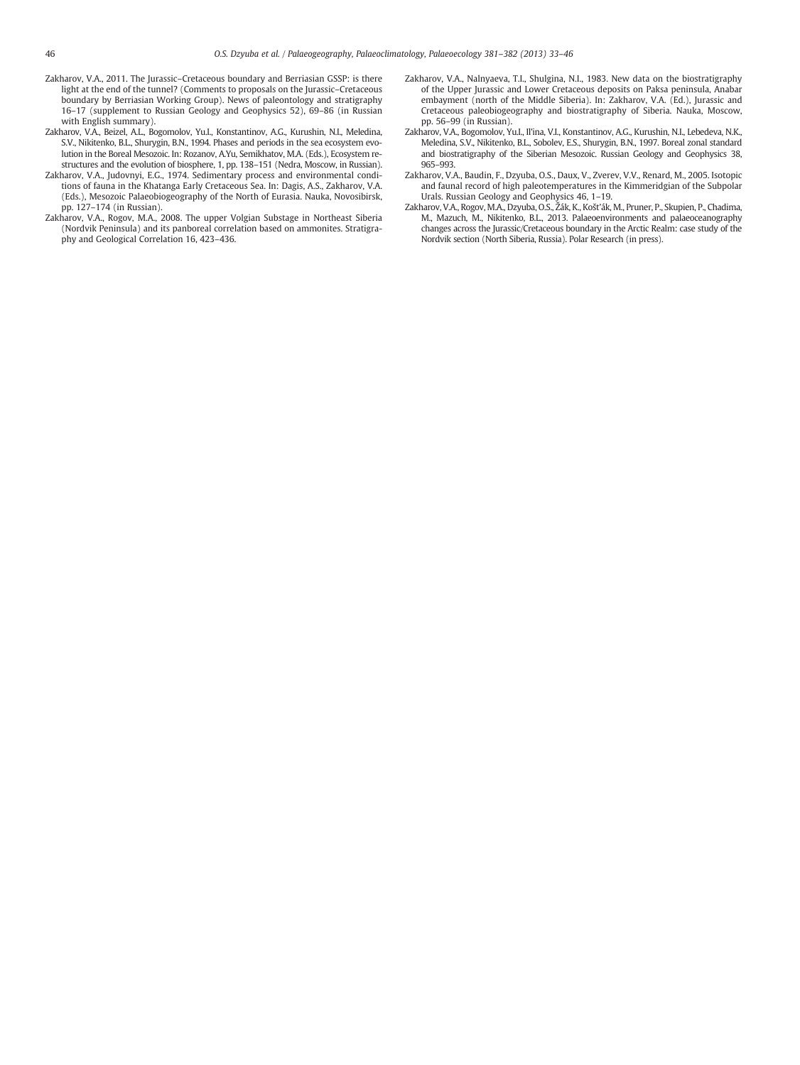Zakharov, V.A., 2011. The Jurassic–Cretaceous boundary and Berriasian GSSP: is there light at the end of the tunnel? (Comments to proposals on the Jurassic–Cretaceous boundary by Berriasian Working Group). News of paleontology and stratigraphy 16–17 (supplement to Russian Geology and Geophysics 52), 69–86 (in Russian with English summary).

Zakharov, V.A., Beizel, A.L., Bogomolov, Yu.I., Konstantinov, A.G., Kurushin, N.I., Meledina, S.V., Nikitenko, B.L., Shurygin, B.N., 1994. Phases and periods in the sea ecosystem evolution in the Boreal Mesozoic. In: Rozanov, A.Yu, Semikhatov, M.A. (Eds.), Ecosystem restructures and the evolution of biosphere, 1, pp. 138–151 (Nedra, Moscow, in Russian).

Zakharov, V.A., Judovnyi, E.G., 1974. Sedimentary process and environmental conditions of fauna in the Khatanga Early Cretaceous Sea. In: Dagis, A.S., Zakharov, V.A. (Eds.), Mesozoic Palaeobiogeography of the North of Eurasia. Nauka, Novosibirsk, pp. 127–174 (in Russian).

Zakharov, V.A., Rogov, M.A., 2008. The upper Volgian Substage in Northeast Siberia (Nordvik Peninsula) and its panboreal correlation based on ammonites. Stratigraphy and Geological Correlation 16, 423–436.

Zakharov, V.A., Nalnyaeva, T.I., Shulgina, N.I., 1983. New data on the biostratigraphy of the Upper Jurassic and Lower Cretaceous deposits on Paksa peninsula, Anabar embayment (north of the Middle Siberia). In: Zakharov, V.A. (Ed.), Jurassic and Cretaceous paleobiogeography and biostratigraphy of Siberia. Nauka, Moscow, pp. 56–99 (in Russian).

Zakharov, V.A., Bogomolov, Yu.I., Il'ina, V.I., Konstantinov, A.G., Kurushin, N.I., Lebedeva, N.K., Meledina, S.V., Nikitenko, B.L., Sobolev, E.S., Shurygin, B.N., 1997. Boreal zonal standard and biostratigraphy of the Siberian Mesozoic. Russian Geology and Geophysics 38, 965–993.

Zakharov, V.A., Baudin, F., Dzyuba, O.S., Daux, V., Zverev, V.V., Renard, M., 2005. Isotopic and faunal record of high paleotemperatures in the Kimmeridgian of the Subpolar Urals. Russian Geology and Geophysics 46, 1–19.

Zakharov, V.A., Rogov, M.A., Dzyuba, O.S., Žák, K., Košťák, M., Pruner, P., Skupien, P., Chadima, M., Mazuch, M., Nikitenko, B.L., 2013. Palaeoenvironments and palaeoceanography changes across the Jurassic/Cretaceous boundary in the Arctic Realm: case study of the Nordvik section (North Siberia, Russia). Polar Research (in press).